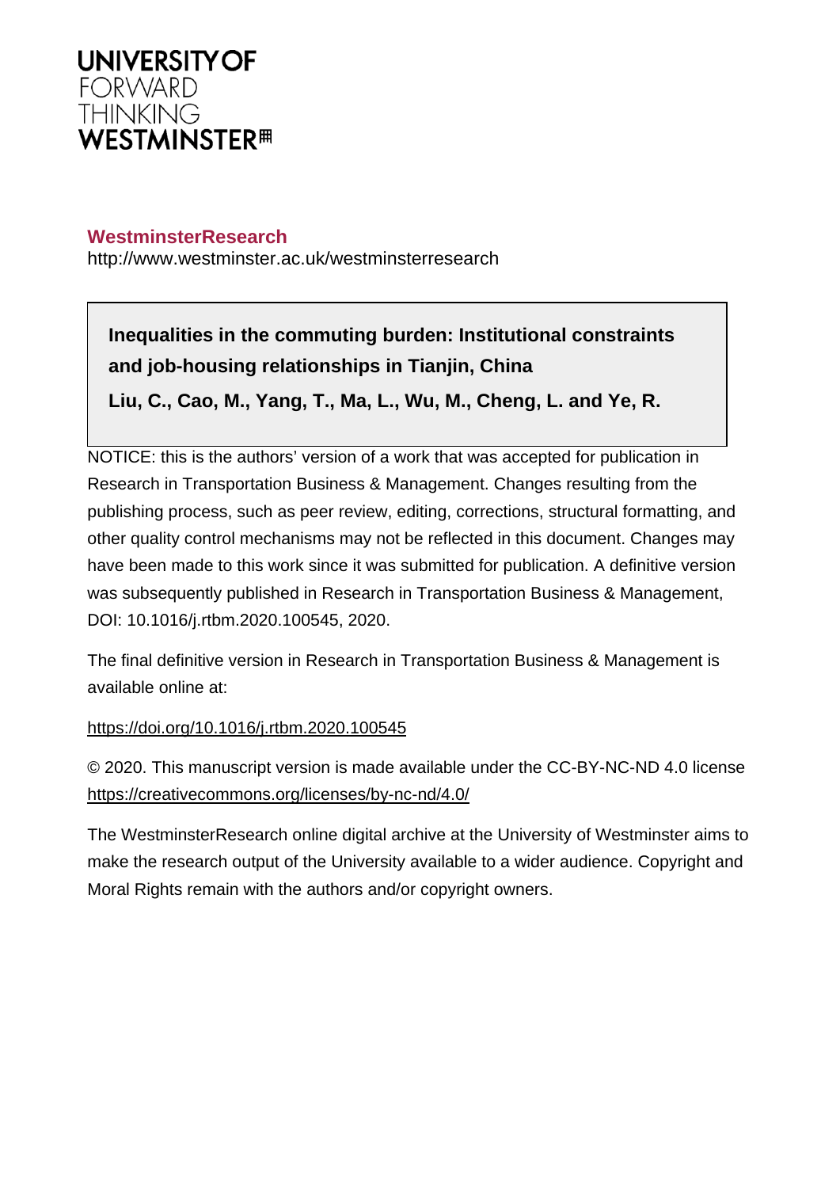UNIVERSITY OF
FORWARD
THINKING
WESTMINSTER

**WestminsterResearch**
http://www.westminster.ac.uk/westminsterresearch

**Inequalities in the commuting burden: Institutional constraints and job-housing relationships in Tianjin, China**

**Liu, C., Cao, M., Yang, T., Ma, L., Wu, M., Cheng, L. and Ye, R.**

NOTICE: this is the authors' version of a work that was accepted for publication in Research in Transportation Business & Management. Changes resulting from the publishing process, such as peer review, editing, corrections, structural formatting, and other quality control mechanisms may not be reflected in this document. Changes may have been made to this work since it was submitted for publication. A definitive version was subsequently published in Research in Transportation Business & Management, DOI: 10.1016/j.rtbm.2020.100545, 2020.

The final definitive version in Research in Transportation Business & Management is available online at:

https://doi.org/10.1016/j.rtbm.2020.100545

© 2020. This manuscript version is made available under the CC-BY-NC-ND 4.0 license https://creativecommons.org/licenses/by-nc-nd/4.0/

The WestminsterResearch online digital archive at the University of Westminster aims to make the research output of the University available to a wider audience. Copyright and Moral Rights remain with the authors and/or copyright owners.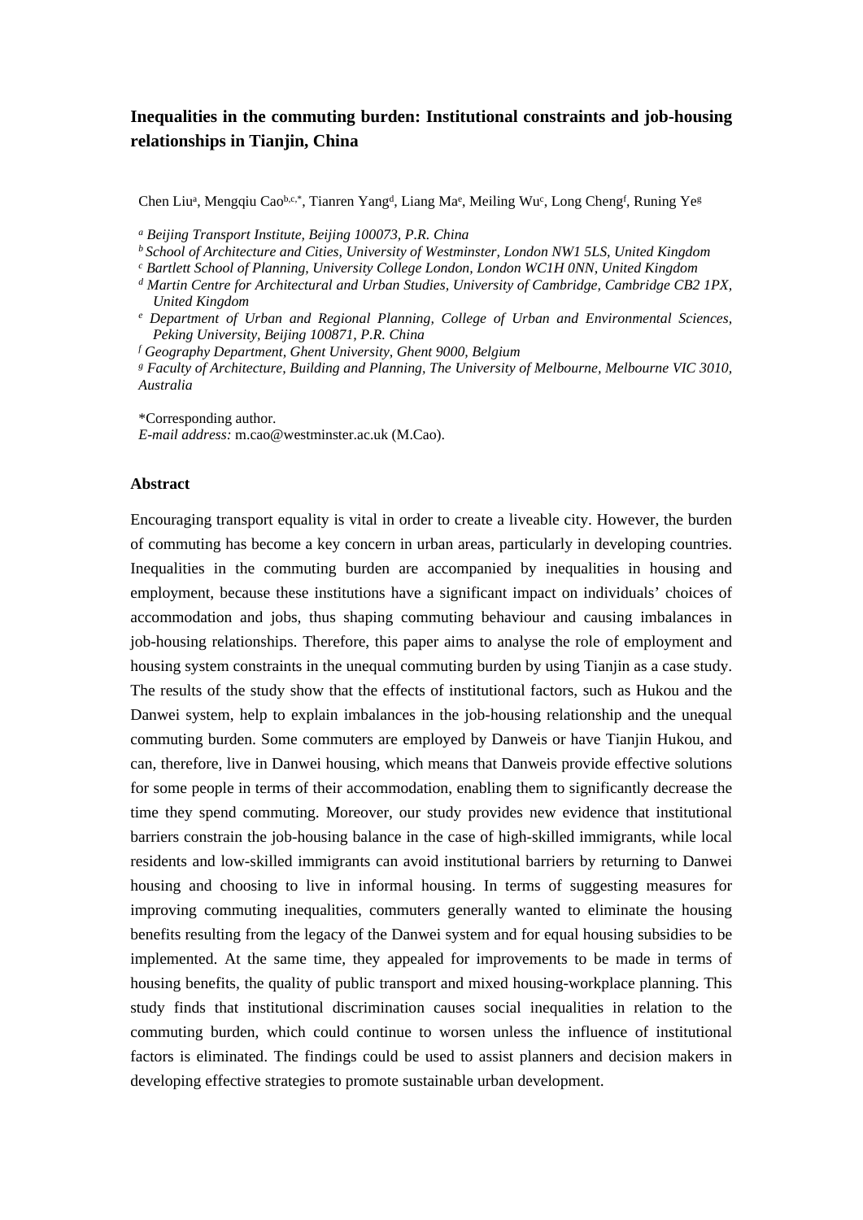# Inequalities in the commuting burden: Institutional constraints and job-housing relationships in Tianjin, China

Chen Liu[a], Mengqiu Cao[b,c,*], Tianren Yang[d], Liang Ma[e], Meiling Wu[c], Long Cheng[f], Runing Ye[g]

*[a] Beijing Transport Institute, Beijing 100073, P.R. China*

*[b] School of Architecture and Cities, University of Westminster, London NW1 5LS, United Kingdom*

*[c] Bartlett School of Planning, University College London, London WC1H 0NN, United Kingdom*

*[d] Martin Centre for Architectural and Urban Studies, University of Cambridge, Cambridge CB2 1PX, United Kingdom*

*[e] Department of Urban and Regional Planning, College of Urban and Environmental Sciences, Peking University, Beijing 100871, P.R. China*

*[f] Geography Department, Ghent University, Ghent 9000, Belgium*

*[g] Faculty of Architecture, Building and Planning, The University of Melbourne, Melbourne VIC 3010, Australia*

*Corresponding author.
*E-mail address:* m.cao@westminster.ac.uk (M.Cao).

**Abstract**

Encouraging transport equality is vital in order to create a liveable city. However, the burden of commuting has become a key concern in urban areas, particularly in developing countries. Inequalities in the commuting burden are accompanied by inequalities in housing and employment, because these institutions have a significant impact on individuals' choices of accommodation and jobs, thus shaping commuting behaviour and causing imbalances in job-housing relationships. Therefore, this paper aims to analyse the role of employment and housing system constraints in the unequal commuting burden by using Tianjin as a case study. The results of the study show that the effects of institutional factors, such as Hukou and the Danwei system, help to explain imbalances in the job-housing relationship and the unequal commuting burden. Some commuters are employed by Danweis or have Tianjin Hukou, and can, therefore, live in Danwei housing, which means that Danweis provide effective solutions for some people in terms of their accommodation, enabling them to significantly decrease the time they spend commuting. Moreover, our study provides new evidence that institutional barriers constrain the job-housing balance in the case of high-skilled immigrants, while local residents and low-skilled immigrants can avoid institutional barriers by returning to Danwei housing and choosing to live in informal housing. In terms of suggesting measures for improving commuting inequalities, commuters generally wanted to eliminate the housing benefits resulting from the legacy of the Danwei system and for equal housing subsidies to be implemented. At the same time, they appealed for improvements to be made in terms of housing benefits, the quality of public transport and mixed housing-workplace planning. This study finds that institutional discrimination causes social inequalities in relation to the commuting burden, which could continue to worsen unless the influence of institutional factors is eliminated. The findings could be used to assist planners and decision makers in developing effective strategies to promote sustainable urban development.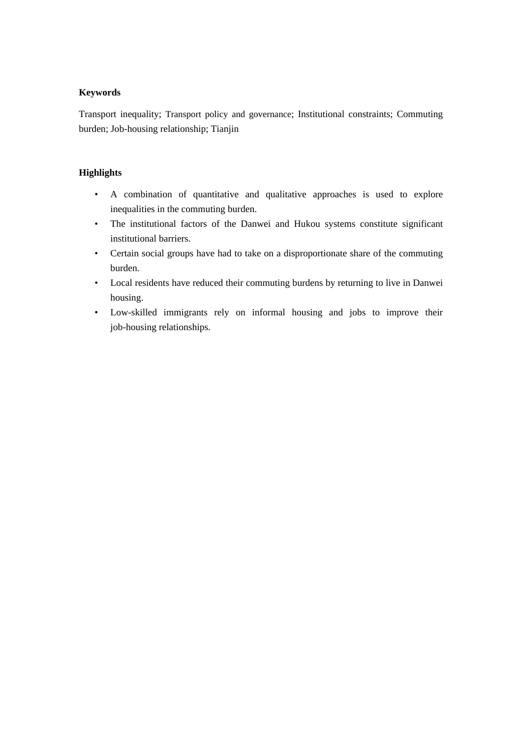**Keywords**

Transport inequality; Transport policy and governance; Institutional constraints; Commuting burden; Job-housing relationship; Tianjin

**Highlights**

- A combination of quantitative and qualitative approaches is used to explore inequalities in the commuting burden.
- The institutional factors of the Danwei and Hukou systems constitute significant institutional barriers.
- Certain social groups have had to take on a disproportionate share of the commuting burden.
- Local residents have reduced their commuting burdens by returning to live in Danwei housing.
- Low-skilled immigrants rely on informal housing and jobs to improve their job-housing relationships.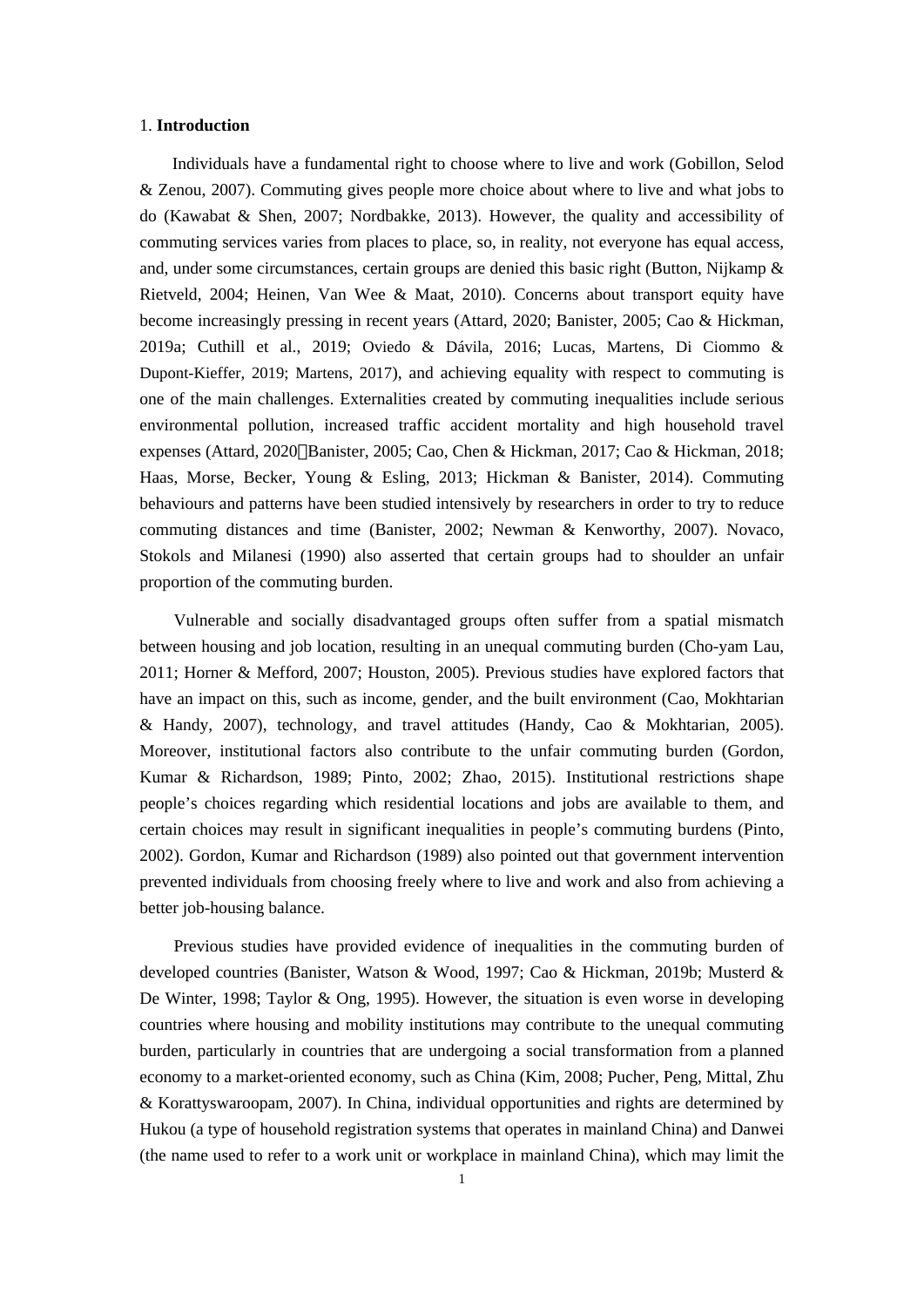## 1. **Introduction**

Individuals have a fundamental right to choose where to live and work (Gobillon, Selod & Zenou, 2007). Commuting gives people more choice about where to live and what jobs to do (Kawabat & Shen, 2007; Nordbakke, 2013). However, the quality and accessibility of commuting services varies from places to place, so, in reality, not everyone has equal access, and, under some circumstances, certain groups are denied this basic right (Button, Nijkamp & Rietveld, 2004; Heinen, Van Wee & Maat, 2010). Concerns about transport equity have become increasingly pressing in recent years (Attard, 2020; Banister, 2005; Cao & Hickman, 2019a; Cuthill et al., 2019; Oviedo & Dávila, 2016; Lucas, Martens, Di Ciommo & Dupont-Kieffer, 2019; Martens, 2017), and achieving equality with respect to commuting is one of the main challenges. Externalities created by commuting inequalities include serious environmental pollution, increased traffic accident mortality and high household travel expenses (Attard, 2020；Banister, 2005; Cao, Chen & Hickman, 2017; Cao & Hickman, 2018; Haas, Morse, Becker, Young & Esling, 2013; Hickman & Banister, 2014). Commuting behaviours and patterns have been studied intensively by researchers in order to try to reduce commuting distances and time (Banister, 2002; Newman & Kenworthy, 2007). Novaco, Stokols and Milanesi (1990) also asserted that certain groups had to shoulder an unfair proportion of the commuting burden.

Vulnerable and socially disadvantaged groups often suffer from a spatial mismatch between housing and job location, resulting in an unequal commuting burden (Cho-yam Lau, 2011; Horner & Mefford, 2007; Houston, 2005). Previous studies have explored factors that have an impact on this, such as income, gender, and the built environment (Cao, Mokhtarian & Handy, 2007), technology, and travel attitudes (Handy, Cao & Mokhtarian, 2005). Moreover, institutional factors also contribute to the unfair commuting burden (Gordon, Kumar & Richardson, 1989; Pinto, 2002; Zhao, 2015). Institutional restrictions shape people's choices regarding which residential locations and jobs are available to them, and certain choices may result in significant inequalities in people's commuting burdens (Pinto, 2002). Gordon, Kumar and Richardson (1989) also pointed out that government intervention prevented individuals from choosing freely where to live and work and also from achieving a better job-housing balance.

Previous studies have provided evidence of inequalities in the commuting burden of developed countries (Banister, Watson & Wood, 1997; Cao & Hickman, 2019b; Musterd & De Winter, 1998; Taylor & Ong, 1995). However, the situation is even worse in developing countries where housing and mobility institutions may contribute to the unequal commuting burden, particularly in countries that are undergoing a social transformation from a planned economy to a market-oriented economy, such as China (Kim, 2008; Pucher, Peng, Mittal, Zhu & Korattyswaroopam, 2007). In China, individual opportunities and rights are determined by Hukou (a type of household registration systems that operates in mainland China) and Danwei (the name used to refer to a work unit or workplace in mainland China), which may limit the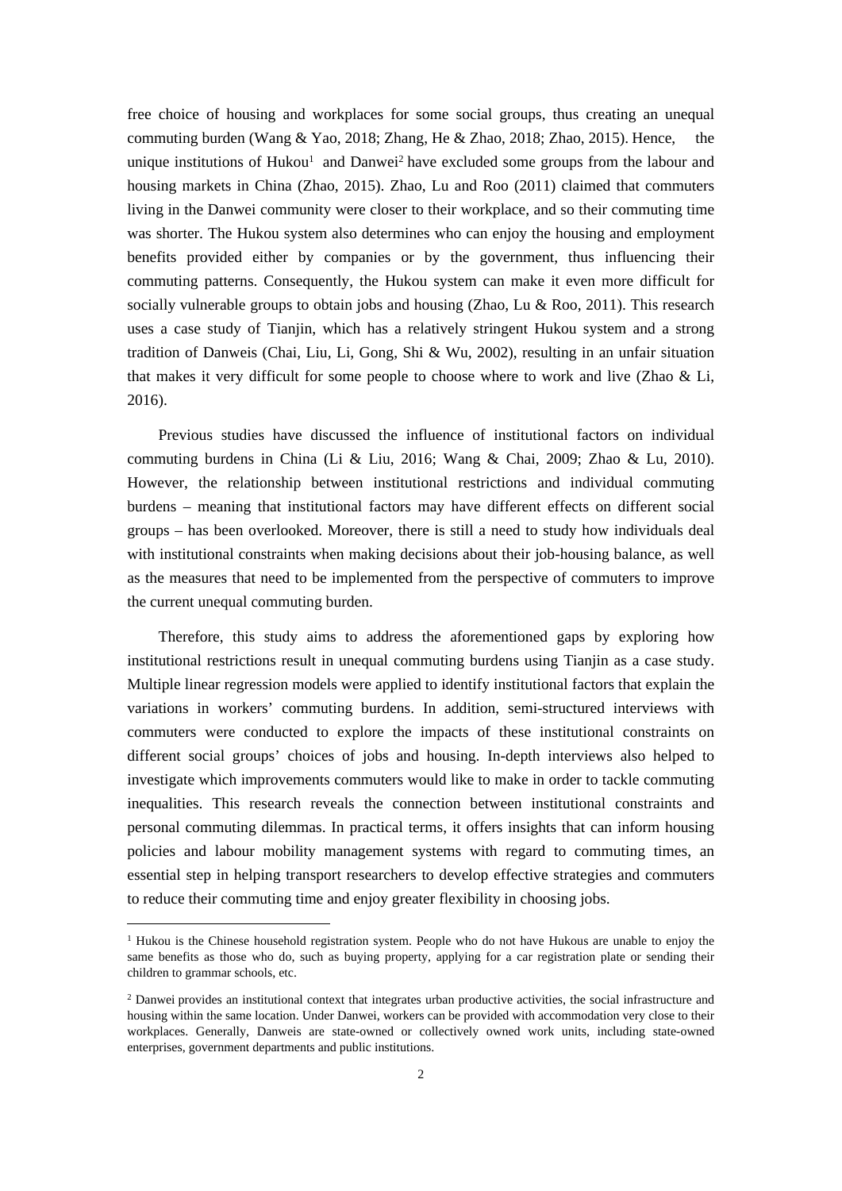free choice of housing and workplaces for some social groups, thus creating an unequal commuting burden (Wang & Yao, 2018; Zhang, He & Zhao, 2018; Zhao, 2015). Hence, the unique institutions of Hukou[1] and Danwei[2] have excluded some groups from the labour and housing markets in China (Zhao, 2015). Zhao, Lu and Roo (2011) claimed that commuters living in the Danwei community were closer to their workplace, and so their commuting time was shorter. The Hukou system also determines who can enjoy the housing and employment benefits provided either by companies or by the government, thus influencing their commuting patterns. Consequently, the Hukou system can make it even more difficult for socially vulnerable groups to obtain jobs and housing (Zhao, Lu & Roo, 2011). This research uses a case study of Tianjin, which has a relatively stringent Hukou system and a strong tradition of Danweis (Chai, Liu, Li, Gong, Shi & Wu, 2002), resulting in an unfair situation that makes it very difficult for some people to choose where to work and live (Zhao & Li, 2016).

Previous studies have discussed the influence of institutional factors on individual commuting burdens in China (Li & Liu, 2016; Wang & Chai, 2009; Zhao & Lu, 2010). However, the relationship between institutional restrictions and individual commuting burdens – meaning that institutional factors may have different effects on different social groups – has been overlooked. Moreover, there is still a need to study how individuals deal with institutional constraints when making decisions about their job-housing balance, as well as the measures that need to be implemented from the perspective of commuters to improve the current unequal commuting burden.

Therefore, this study aims to address the aforementioned gaps by exploring how institutional restrictions result in unequal commuting burdens using Tianjin as a case study. Multiple linear regression models were applied to identify institutional factors that explain the variations in workers' commuting burdens. In addition, semi-structured interviews with commuters were conducted to explore the impacts of these institutional constraints on different social groups' choices of jobs and housing. In-depth interviews also helped to investigate which improvements commuters would like to make in order to tackle commuting inequalities. This research reveals the connection between institutional constraints and personal commuting dilemmas. In practical terms, it offers insights that can inform housing policies and labour mobility management systems with regard to commuting times, an essential step in helping transport researchers to develop effective strategies and commuters to reduce their commuting time and enjoy greater flexibility in choosing jobs.

[1] Hukou is the Chinese household registration system. People who do not have Hukous are unable to enjoy the same benefits as those who do, such as buying property, applying for a car registration plate or sending their children to grammar schools, etc.

[2] Danwei provides an institutional context that integrates urban productive activities, the social infrastructure and housing within the same location. Under Danwei, workers can be provided with accommodation very close to their workplaces. Generally, Danweis are state-owned or collectively owned work units, including state-owned enterprises, government departments and public institutions.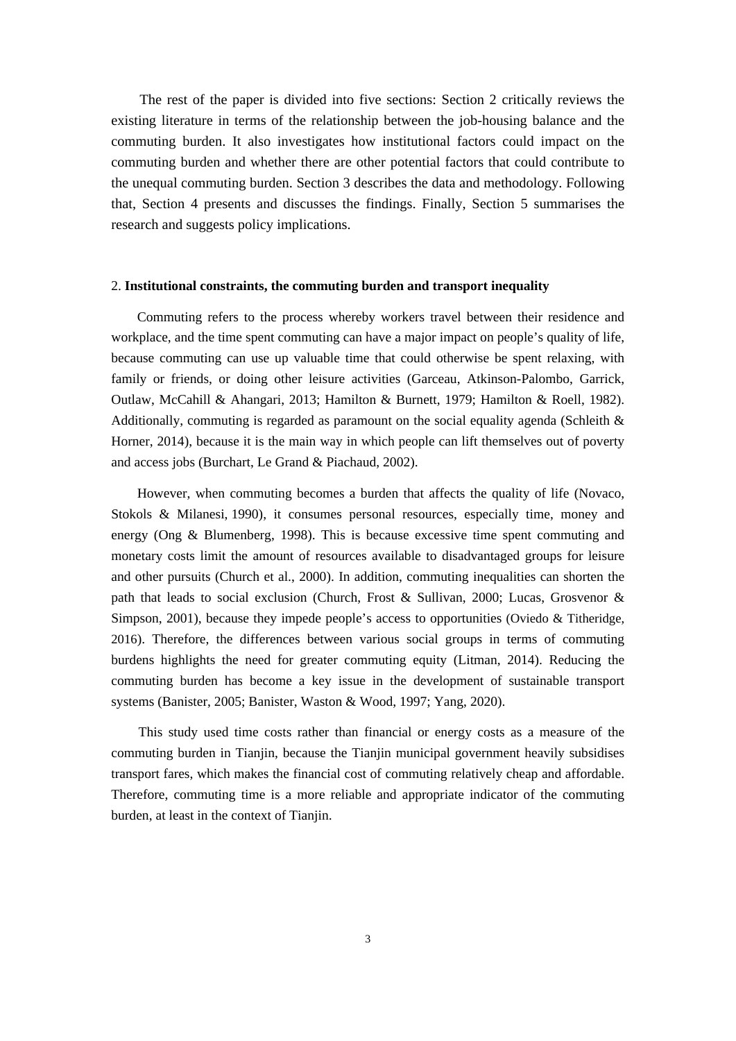The rest of the paper is divided into five sections: Section 2 critically reviews the existing literature in terms of the relationship between the job-housing balance and the commuting burden. It also investigates how institutional factors could impact on the commuting burden and whether there are other potential factors that could contribute to the unequal commuting burden. Section 3 describes the data and methodology. Following that, Section 4 presents and discusses the findings. Finally, Section 5 summarises the research and suggests policy implications.

## 2. **Institutional constraints, the commuting burden and transport inequality**

Commuting refers to the process whereby workers travel between their residence and workplace, and the time spent commuting can have a major impact on people's quality of life, because commuting can use up valuable time that could otherwise be spent relaxing, with family or friends, or doing other leisure activities (Garceau, Atkinson-Palombo, Garrick, Outlaw, McCahill & Ahangari, 2013; Hamilton & Burnett, 1979; Hamilton & Roell, 1982). Additionally, commuting is regarded as paramount on the social equality agenda (Schleith & Horner, 2014), because it is the main way in which people can lift themselves out of poverty and access jobs (Burchart, Le Grand & Piachaud, 2002).

However, when commuting becomes a burden that affects the quality of life (Novaco, Stokols & Milanesi, 1990), it consumes personal resources, especially time, money and energy (Ong & Blumenberg, 1998). This is because excessive time spent commuting and monetary costs limit the amount of resources available to disadvantaged groups for leisure and other pursuits (Church et al., 2000). In addition, commuting inequalities can shorten the path that leads to social exclusion (Church, Frost & Sullivan, 2000; Lucas, Grosvenor & Simpson, 2001), because they impede people's access to opportunities (Oviedo & Titheridge, 2016). Therefore, the differences between various social groups in terms of commuting burdens highlights the need for greater commuting equity (Litman, 2014). Reducing the commuting burden has become a key issue in the development of sustainable transport systems (Banister, 2005; Banister, Waston & Wood, 1997; Yang, 2020).

This study used time costs rather than financial or energy costs as a measure of the commuting burden in Tianjin, because the Tianjin municipal government heavily subsidises transport fares, which makes the financial cost of commuting relatively cheap and affordable. Therefore, commuting time is a more reliable and appropriate indicator of the commuting burden, at least in the context of Tianjin.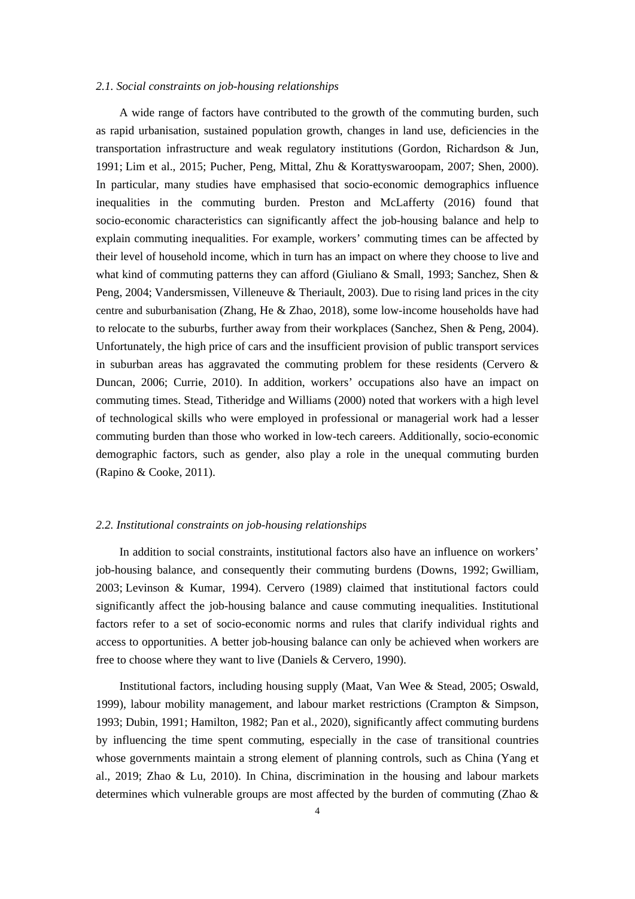### *2.1. Social constraints on job-housing relationships*

A wide range of factors have contributed to the growth of the commuting burden, such as rapid urbanisation, sustained population growth, changes in land use, deficiencies in the transportation infrastructure and weak regulatory institutions (Gordon, Richardson & Jun, 1991; Lim et al., 2015; Pucher, Peng, Mittal, Zhu & Korattyswaroopam, 2007; Shen, 2000). In particular, many studies have emphasised that socio-economic demographics influence inequalities in the commuting burden. Preston and McLafferty (2016) found that socio-economic characteristics can significantly affect the job-housing balance and help to explain commuting inequalities. For example, workers' commuting times can be affected by their level of household income, which in turn has an impact on where they choose to live and what kind of commuting patterns they can afford (Giuliano & Small, 1993; Sanchez, Shen & Peng, 2004; Vandersmissen, Villeneuve & Theriault, 2003). Due to rising land prices in the city centre and suburbanisation (Zhang, He & Zhao, 2018), some low-income households have had to relocate to the suburbs, further away from their workplaces (Sanchez, Shen & Peng, 2004). Unfortunately, the high price of cars and the insufficient provision of public transport services in suburban areas has aggravated the commuting problem for these residents (Cervero & Duncan, 2006; Currie, 2010). In addition, workers' occupations also have an impact on commuting times. Stead, Titheridge and Williams (2000) noted that workers with a high level of technological skills who were employed in professional or managerial work had a lesser commuting burden than those who worked in low-tech careers. Additionally, socio-economic demographic factors, such as gender, also play a role in the unequal commuting burden (Rapino & Cooke, 2011).

### *2.2. Institutional constraints on job-housing relationships*

In addition to social constraints, institutional factors also have an influence on workers' job-housing balance, and consequently their commuting burdens (Downs, 1992; Gwilliam, 2003; Levinson & Kumar, 1994). Cervero (1989) claimed that institutional factors could significantly affect the job-housing balance and cause commuting inequalities. Institutional factors refer to a set of socio-economic norms and rules that clarify individual rights and access to opportunities. A better job-housing balance can only be achieved when workers are free to choose where they want to live (Daniels & Cervero, 1990).

Institutional factors, including housing supply (Maat, Van Wee & Stead, 2005; Oswald, 1999), labour mobility management, and labour market restrictions (Crampton & Simpson, 1993; Dubin, 1991; Hamilton, 1982; Pan et al., 2020), significantly affect commuting burdens by influencing the time spent commuting, especially in the case of transitional countries whose governments maintain a strong element of planning controls, such as China (Yang et al., 2019; Zhao & Lu, 2010). In China, discrimination in the housing and labour markets determines which vulnerable groups are most affected by the burden of commuting (Zhao &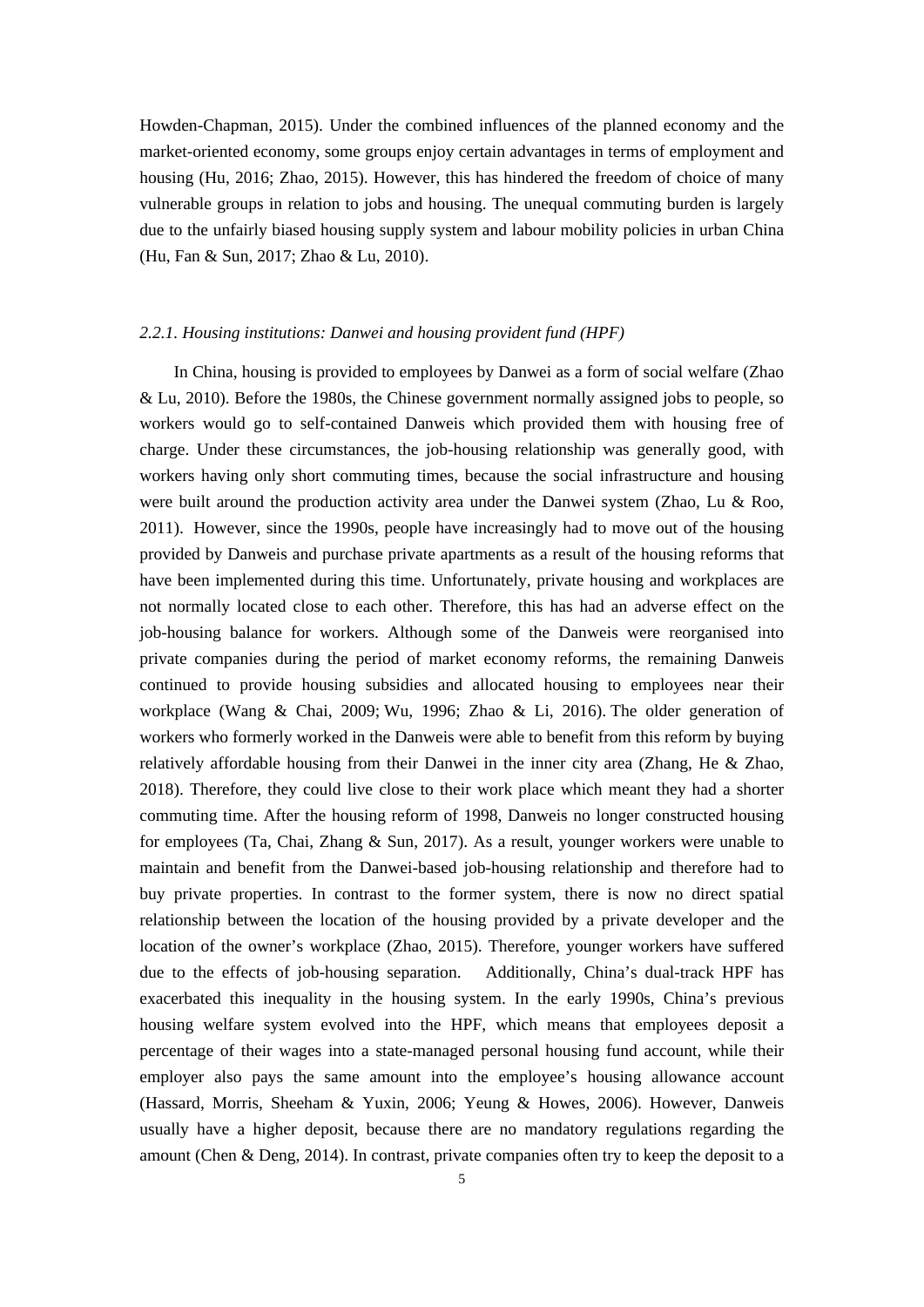Howden-Chapman, 2015). Under the combined influences of the planned economy and the market-oriented economy, some groups enjoy certain advantages in terms of employment and housing (Hu, 2016; Zhao, 2015). However, this has hindered the freedom of choice of many vulnerable groups in relation to jobs and housing. The unequal commuting burden is largely due to the unfairly biased housing supply system and labour mobility policies in urban China (Hu, Fan & Sun, 2017; Zhao & Lu, 2010).

### *2.2.1. Housing institutions: Danwei and housing provident fund (HPF)*

In China, housing is provided to employees by Danwei as a form of social welfare (Zhao & Lu, 2010). Before the 1980s, the Chinese government normally assigned jobs to people, so workers would go to self-contained Danweis which provided them with housing free of charge. Under these circumstances, the job-housing relationship was generally good, with workers having only short commuting times, because the social infrastructure and housing were built around the production activity area under the Danwei system (Zhao, Lu & Roo, 2011). However, since the 1990s, people have increasingly had to move out of the housing provided by Danweis and purchase private apartments as a result of the housing reforms that have been implemented during this time. Unfortunately, private housing and workplaces are not normally located close to each other. Therefore, this has had an adverse effect on the job-housing balance for workers. Although some of the Danweis were reorganised into private companies during the period of market economy reforms, the remaining Danweis continued to provide housing subsidies and allocated housing to employees near their workplace (Wang & Chai, 2009; Wu, 1996; Zhao & Li, 2016). The older generation of workers who formerly worked in the Danweis were able to benefit from this reform by buying relatively affordable housing from their Danwei in the inner city area (Zhang, He & Zhao, 2018). Therefore, they could live close to their work place which meant they had a shorter commuting time. After the housing reform of 1998, Danweis no longer constructed housing for employees (Ta, Chai, Zhang & Sun, 2017). As a result, younger workers were unable to maintain and benefit from the Danwei-based job-housing relationship and therefore had to buy private properties. In contrast to the former system, there is now no direct spatial relationship between the location of the housing provided by a private developer and the location of the owner's workplace (Zhao, 2015). Therefore, younger workers have suffered due to the effects of job-housing separation. Additionally, China's dual-track HPF has exacerbated this inequality in the housing system. In the early 1990s, China's previous housing welfare system evolved into the HPF, which means that employees deposit a percentage of their wages into a state-managed personal housing fund account, while their employer also pays the same amount into the employee's housing allowance account (Hassard, Morris, Sheeham & Yuxin, 2006; Yeung & Howes, 2006). However, Danweis usually have a higher deposit, because there are no mandatory regulations regarding the amount (Chen & Deng, 2014). In contrast, private companies often try to keep the deposit to a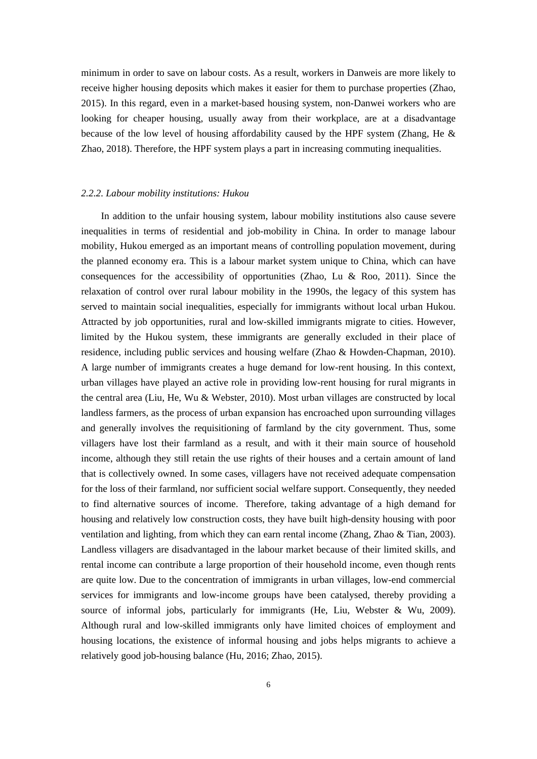minimum in order to save on labour costs. As a result, workers in Danweis are more likely to receive higher housing deposits which makes it easier for them to purchase properties (Zhao, 2015). In this regard, even in a market-based housing system, non-Danwei workers who are looking for cheaper housing, usually away from their workplace, are at a disadvantage because of the low level of housing affordability caused by the HPF system (Zhang, He & Zhao, 2018). Therefore, the HPF system plays a part in increasing commuting inequalities.

### *2.2.2. Labour mobility institutions: Hukou*

In addition to the unfair housing system, labour mobility institutions also cause severe inequalities in terms of residential and job-mobility in China. In order to manage labour mobility, Hukou emerged as an important means of controlling population movement, during the planned economy era. This is a labour market system unique to China, which can have consequences for the accessibility of opportunities (Zhao, Lu & Roo, 2011). Since the relaxation of control over rural labour mobility in the 1990s, the legacy of this system has served to maintain social inequalities, especially for immigrants without local urban Hukou. Attracted by job opportunities, rural and low-skilled immigrants migrate to cities. However, limited by the Hukou system, these immigrants are generally excluded in their place of residence, including public services and housing welfare (Zhao & Howden-Chapman, 2010). A large number of immigrants creates a huge demand for low-rent housing. In this context, urban villages have played an active role in providing low-rent housing for rural migrants in the central area (Liu, He, Wu & Webster, 2010). Most urban villages are constructed by local landless farmers, as the process of urban expansion has encroached upon surrounding villages and generally involves the requisitioning of farmland by the city government. Thus, some villagers have lost their farmland as a result, and with it their main source of household income, although they still retain the use rights of their houses and a certain amount of land that is collectively owned. In some cases, villagers have not received adequate compensation for the loss of their farmland, nor sufficient social welfare support. Consequently, they needed to find alternative sources of income. Therefore, taking advantage of a high demand for housing and relatively low construction costs, they have built high-density housing with poor ventilation and lighting, from which they can earn rental income (Zhang, Zhao & Tian, 2003). Landless villagers are disadvantaged in the labour market because of their limited skills, and rental income can contribute a large proportion of their household income, even though rents are quite low. Due to the concentration of immigrants in urban villages, low-end commercial services for immigrants and low-income groups have been catalysed, thereby providing a source of informal jobs, particularly for immigrants (He, Liu, Webster & Wu, 2009). Although rural and low-skilled immigrants only have limited choices of employment and housing locations, the existence of informal housing and jobs helps migrants to achieve a relatively good job-housing balance (Hu, 2016; Zhao, 2015).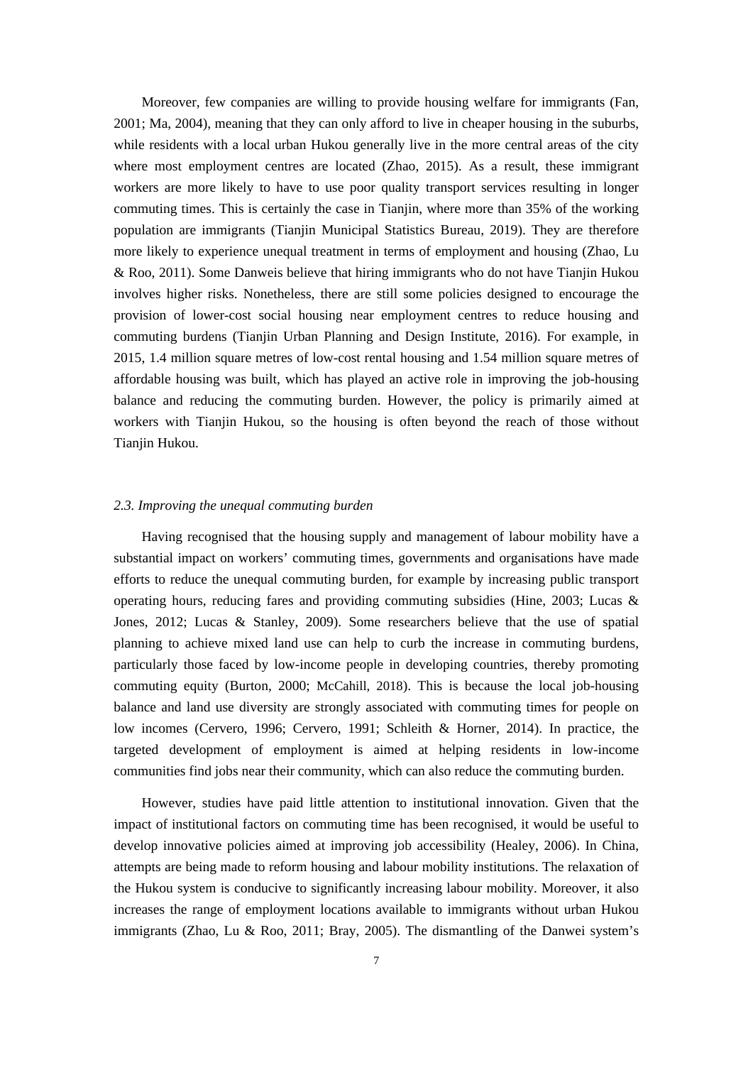Moreover, few companies are willing to provide housing welfare for immigrants (Fan, 2001; Ma, 2004), meaning that they can only afford to live in cheaper housing in the suburbs, while residents with a local urban Hukou generally live in the more central areas of the city where most employment centres are located (Zhao, 2015). As a result, these immigrant workers are more likely to have to use poor quality transport services resulting in longer commuting times. This is certainly the case in Tianjin, where more than 35% of the working population are immigrants (Tianjin Municipal Statistics Bureau, 2019). They are therefore more likely to experience unequal treatment in terms of employment and housing (Zhao, Lu & Roo, 2011). Some Danweis believe that hiring immigrants who do not have Tianjin Hukou involves higher risks. Nonetheless, there are still some policies designed to encourage the provision of lower-cost social housing near employment centres to reduce housing and commuting burdens (Tianjin Urban Planning and Design Institute, 2016). For example, in 2015, 1.4 million square metres of low-cost rental housing and 1.54 million square metres of affordable housing was built, which has played an active role in improving the job-housing balance and reducing the commuting burden. However, the policy is primarily aimed at workers with Tianjin Hukou, so the housing is often beyond the reach of those without Tianjin Hukou.

### *2.3. Improving the unequal commuting burden*

Having recognised that the housing supply and management of labour mobility have a substantial impact on workers' commuting times, governments and organisations have made efforts to reduce the unequal commuting burden, for example by increasing public transport operating hours, reducing fares and providing commuting subsidies (Hine, 2003; Lucas & Jones, 2012; Lucas & Stanley, 2009). Some researchers believe that the use of spatial planning to achieve mixed land use can help to curb the increase in commuting burdens, particularly those faced by low-income people in developing countries, thereby promoting commuting equity (Burton, 2000; McCahill, 2018). This is because the local job-housing balance and land use diversity are strongly associated with commuting times for people on low incomes (Cervero, 1996; Cervero, 1991; Schleith & Horner, 2014). In practice, the targeted development of employment is aimed at helping residents in low-income communities find jobs near their community, which can also reduce the commuting burden.

However, studies have paid little attention to institutional innovation. Given that the impact of institutional factors on commuting time has been recognised, it would be useful to develop innovative policies aimed at improving job accessibility (Healey, 2006). In China, attempts are being made to reform housing and labour mobility institutions. The relaxation of the Hukou system is conducive to significantly increasing labour mobility. Moreover, it also increases the range of employment locations available to immigrants without urban Hukou immigrants (Zhao, Lu & Roo, 2011; Bray, 2005). The dismantling of the Danwei system's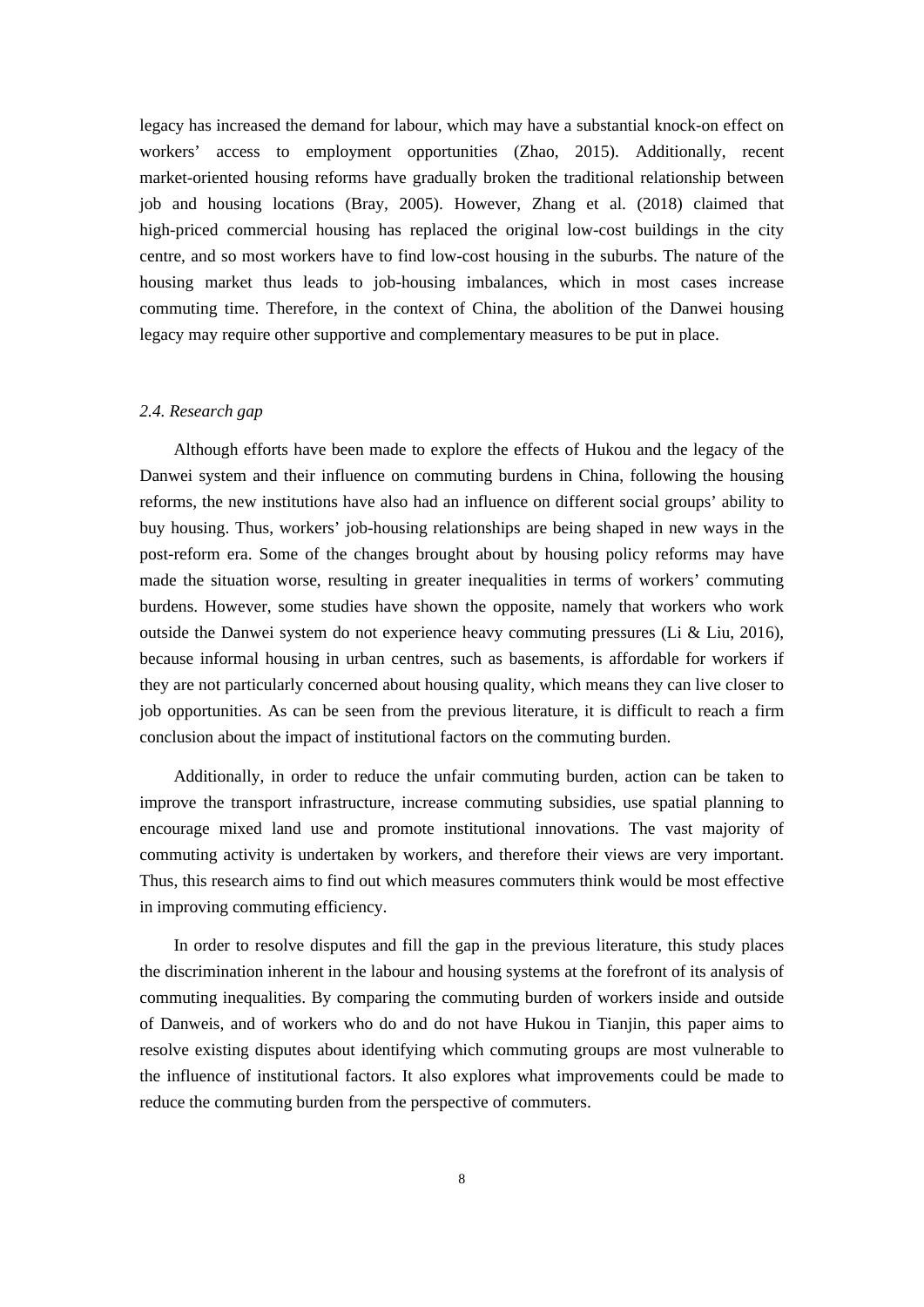legacy has increased the demand for labour, which may have a substantial knock-on effect on workers' access to employment opportunities (Zhao, 2015). Additionally, recent market-oriented housing reforms have gradually broken the traditional relationship between job and housing locations (Bray, 2005). However, Zhang et al. (2018) claimed that high-priced commercial housing has replaced the original low-cost buildings in the city centre, and so most workers have to find low-cost housing in the suburbs. The nature of the housing market thus leads to job-housing imbalances, which in most cases increase commuting time. Therefore, in the context of China, the abolition of the Danwei housing legacy may require other supportive and complementary measures to be put in place.

### *2.4. Research gap*

Although efforts have been made to explore the effects of Hukou and the legacy of the Danwei system and their influence on commuting burdens in China, following the housing reforms, the new institutions have also had an influence on different social groups' ability to buy housing. Thus, workers' job-housing relationships are being shaped in new ways in the post-reform era. Some of the changes brought about by housing policy reforms may have made the situation worse, resulting in greater inequalities in terms of workers' commuting burdens. However, some studies have shown the opposite, namely that workers who work outside the Danwei system do not experience heavy commuting pressures (Li & Liu, 2016), because informal housing in urban centres, such as basements, is affordable for workers if they are not particularly concerned about housing quality, which means they can live closer to job opportunities. As can be seen from the previous literature, it is difficult to reach a firm conclusion about the impact of institutional factors on the commuting burden.

Additionally, in order to reduce the unfair commuting burden, action can be taken to improve the transport infrastructure, increase commuting subsidies, use spatial planning to encourage mixed land use and promote institutional innovations. The vast majority of commuting activity is undertaken by workers, and therefore their views are very important. Thus, this research aims to find out which measures commuters think would be most effective in improving commuting efficiency.

In order to resolve disputes and fill the gap in the previous literature, this study places the discrimination inherent in the labour and housing systems at the forefront of its analysis of commuting inequalities. By comparing the commuting burden of workers inside and outside of Danweis, and of workers who do and do not have Hukou in Tianjin, this paper aims to resolve existing disputes about identifying which commuting groups are most vulnerable to the influence of institutional factors. It also explores what improvements could be made to reduce the commuting burden from the perspective of commuters.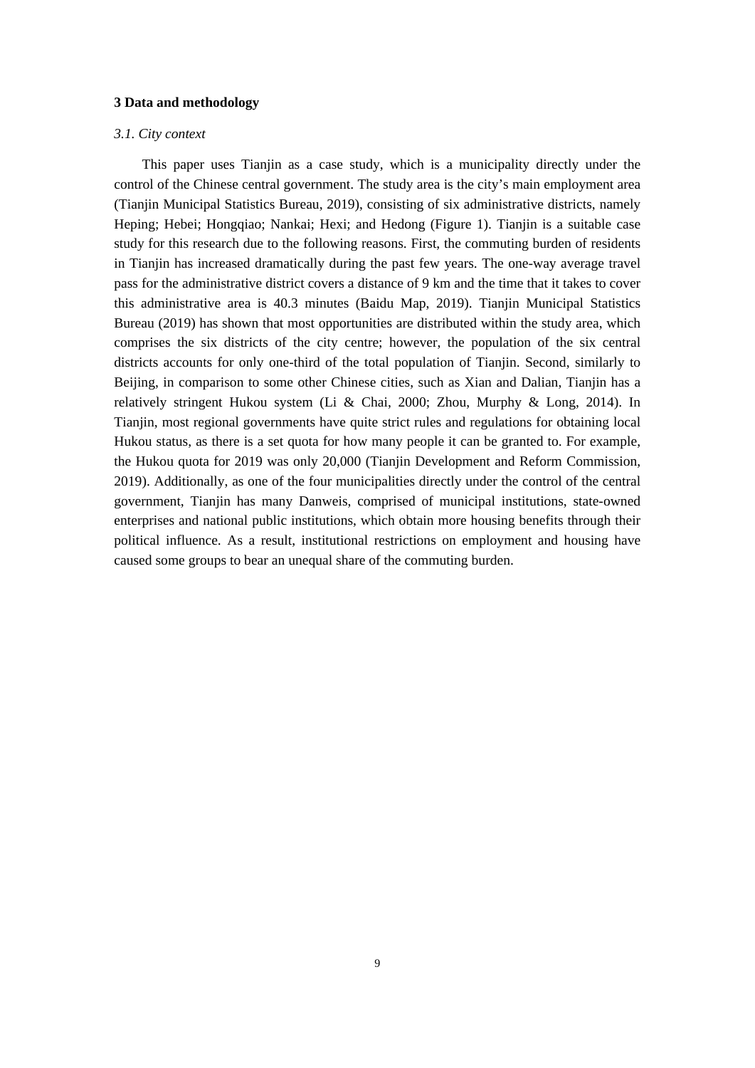**3 Data and methodology**

*3.1. City context*

This paper uses Tianjin as a case study, which is a municipality directly under the control of the Chinese central government. The study area is the city's main employment area (Tianjin Municipal Statistics Bureau, 2019), consisting of six administrative districts, namely Heping; Hebei; Hongqiao; Nankai; Hexi; and Hedong (Figure 1). Tianjin is a suitable case study for this research due to the following reasons. First, the commuting burden of residents in Tianjin has increased dramatically during the past few years. The one-way average travel pass for the administrative district covers a distance of 9 km and the time that it takes to cover this administrative area is 40.3 minutes (Baidu Map, 2019). Tianjin Municipal Statistics Bureau (2019) has shown that most opportunities are distributed within the study area, which comprises the six districts of the city centre; however, the population of the six central districts accounts for only one-third of the total population of Tianjin. Second, similarly to Beijing, in comparison to some other Chinese cities, such as Xian and Dalian, Tianjin has a relatively stringent Hukou system (Li & Chai, 2000; Zhou, Murphy & Long, 2014). In Tianjin, most regional governments have quite strict rules and regulations for obtaining local Hukou status, as there is a set quota for how many people it can be granted to. For example, the Hukou quota for 2019 was only 20,000 (Tianjin Development and Reform Commission, 2019). Additionally, as one of the four municipalities directly under the control of the central government, Tianjin has many Danweis, comprised of municipal institutions, state-owned enterprises and national public institutions, which obtain more housing benefits through their political influence. As a result, institutional restrictions on employment and housing have caused some groups to bear an unequal share of the commuting burden.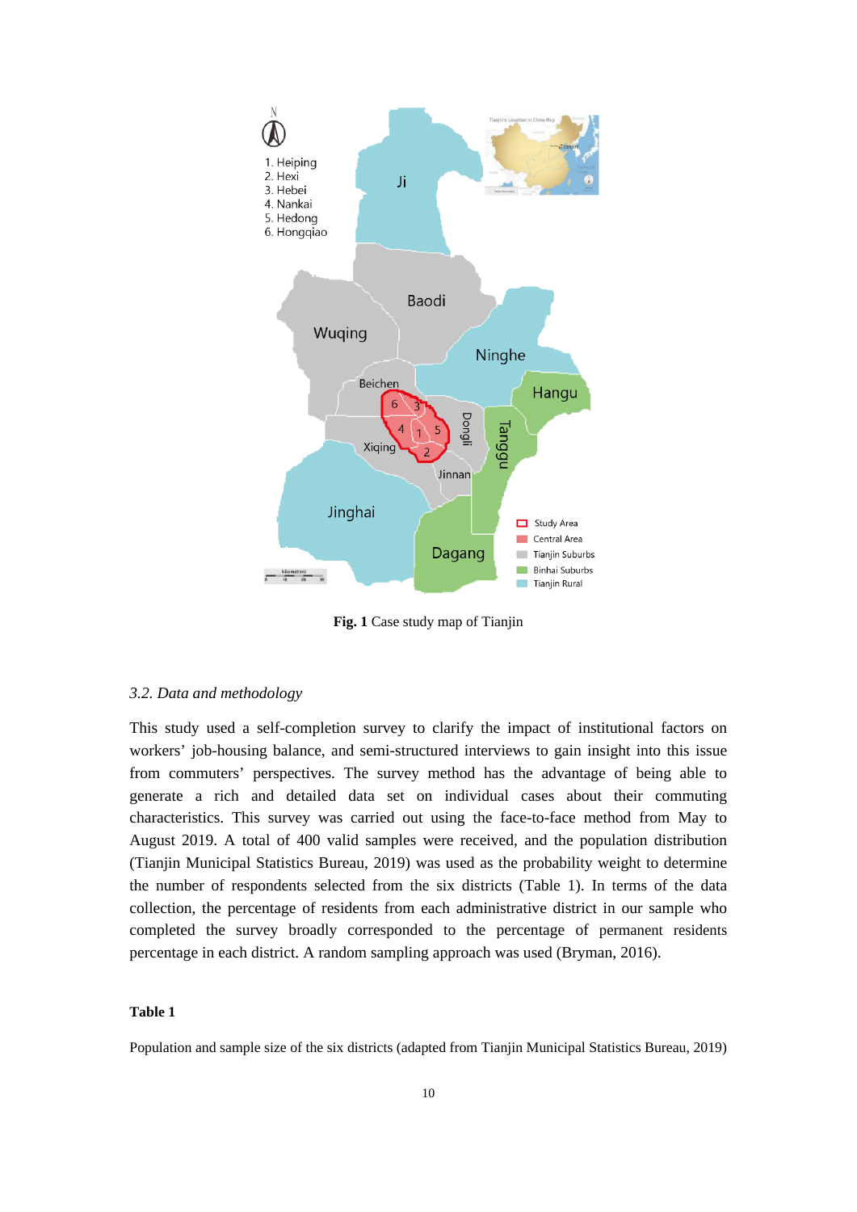**Fig. 1** Case study map of Tianjin

### *3.2. Data and methodology*

This study used a self-completion survey to clarify the impact of institutional factors on workers' job-housing balance, and semi-structured interviews to gain insight into this issue from commuters' perspectives. The survey method has the advantage of being able to generate a rich and detailed data set on individual cases about their commuting characteristics. This survey was carried out using the face-to-face method from May to August 2019. A total of 400 valid samples were received, and the population distribution (Tianjin Municipal Statistics Bureau, 2019) was used as the probability weight to determine the number of respondents selected from the six districts (Table 1). In terms of the data collection, the percentage of residents from each administrative district in our sample who completed the survey broadly corresponded to the percentage of permanent residents percentage in each district. A random sampling approach was used (Bryman, 2016).

**Table 1**

Population and sample size of the six districts (adapted from Tianjin Municipal Statistics Bureau, 2019)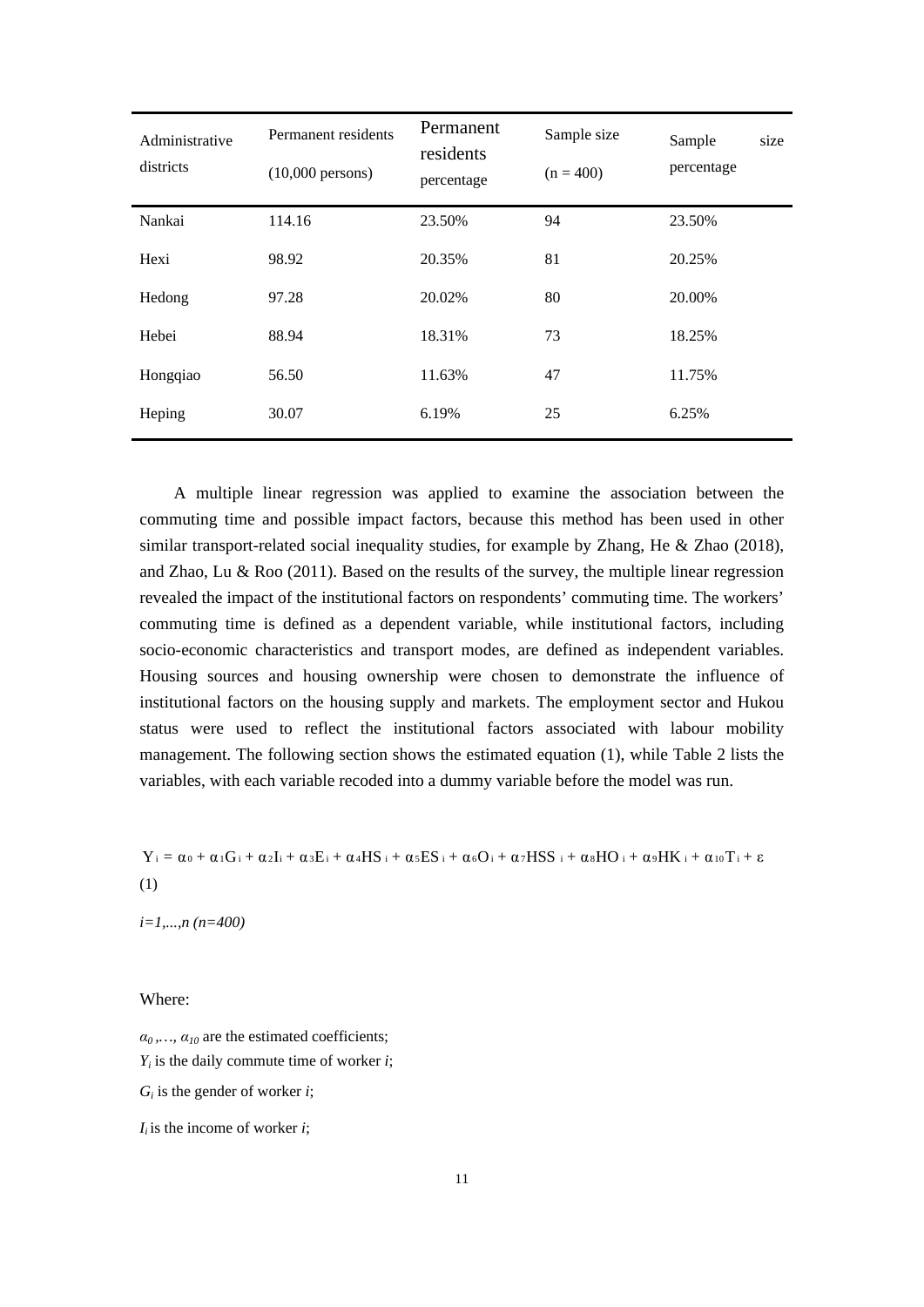| Administrative districts | Permanent residents (10,000 persons) | Permanent residents percentage | Sample size (n = 400) | Sample size percentage |
|---|---|---|---|---|
| Nankai | 114.16 | 23.50% | 94 | 23.50% |
| Hexi | 98.92 | 20.35% | 81 | 20.25% |
| Hedong | 97.28 | 20.02% | 80 | 20.00% |
| Hebei | 88.94 | 18.31% | 73 | 18.25% |
| Hongqiao | 56.50 | 11.63% | 47 | 11.75% |
| Heping | 30.07 | 6.19% | 25 | 6.25% |

A multiple linear regression was applied to examine the association between the commuting time and possible impact factors, because this method has been used in other similar transport-related social inequality studies, for example by Zhang, He & Zhao (2018), and Zhao, Lu & Roo (2011). Based on the results of the survey, the multiple linear regression revealed the impact of the institutional factors on respondents' commuting time. The workers' commuting time is defined as a dependent variable, while institutional factors, including socio-economic characteristics and transport modes, are defined as independent variables. Housing sources and housing ownership were chosen to demonstrate the influence of institutional factors on the housing supply and markets. The employment sector and Hukou status were used to reflect the institutional factors associated with labour mobility management. The following section shows the estimated equation (1), while Table 2 lists the variables, with each variable recoded into a dummy variable before the model was run.

$$Y_i = \alpha_0 + \alpha_1 G_i + \alpha_2 I_i + \alpha_3 E_i + \alpha_4 HS_i + \alpha_5 ES_i + \alpha_6 O_i + \alpha_7 HSS_i + \alpha_8 HO_i + \alpha_9 HK_i + \alpha_{10} T_i + \varepsilon \quad (1)$$

$i=1,...,n \ (n=400)$

Where:

$\alpha_0, \ldots, \alpha_{10}$ are the estimated coefficients;

$Y_i$ is the daily commute time of worker $i$;

$G_i$ is the gender of worker $i$;

$I_i$ is the income of worker $i$;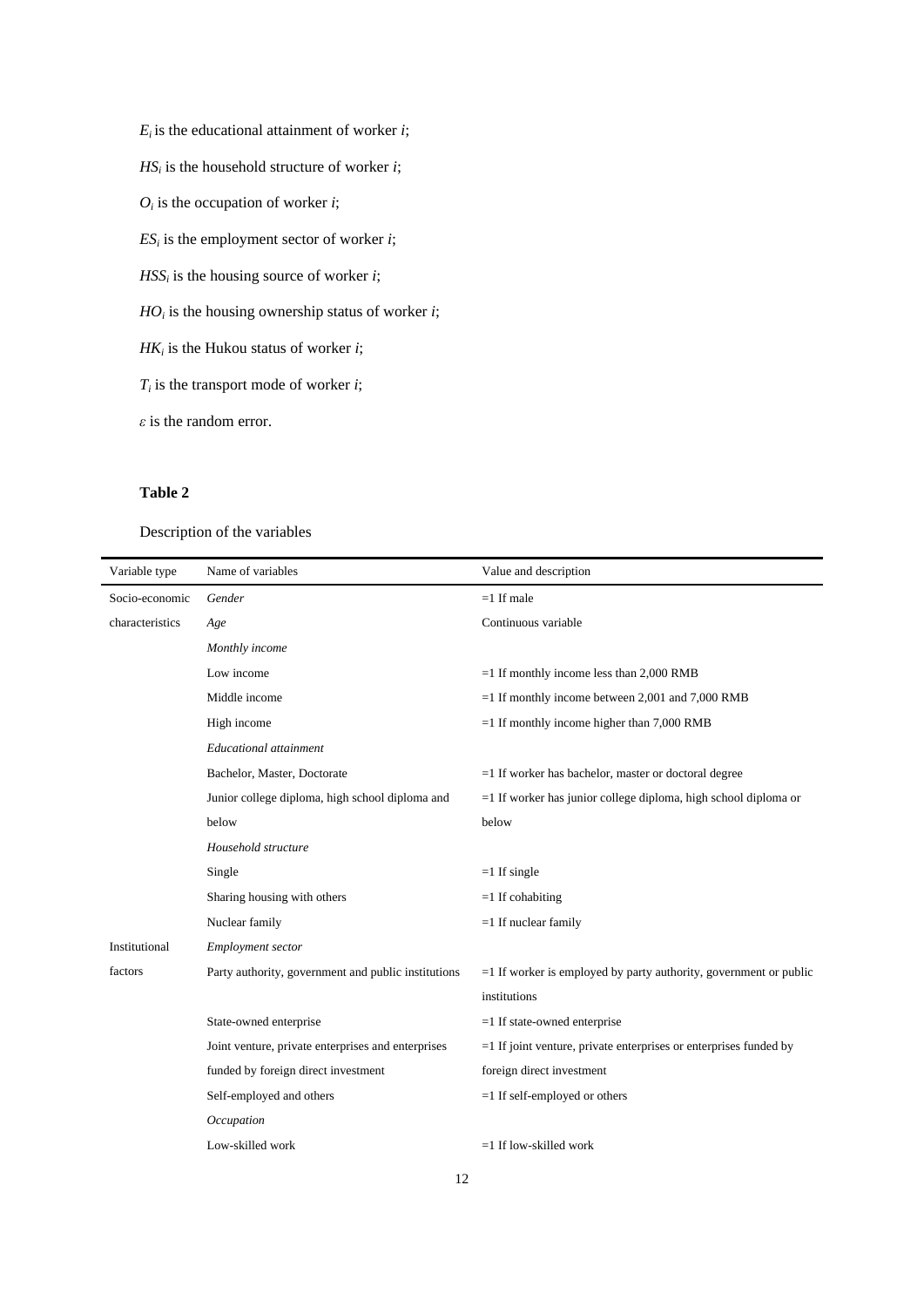$E_i$ is the educational attainment of worker $i$;

$HS_i$ is the household structure of worker $i$;

$O_i$ is the occupation of worker $i$;

$ES_i$ is the employment sector of worker $i$;

$HSS_i$ is the housing source of worker $i$;

$HO_i$ is the housing ownership status of worker $i$;

$HK_i$ is the Hukou status of worker $i$;

$T_i$ is the transport mode of worker $i$;

$\varepsilon$ is the random error.

**Table 2**

Description of the variables

| Variable type | Name of variables | Value and description |
|---|---|---|
| Socio-economic characteristics | *Gender* | =1 If male |
| | *Age* | Continuous variable |
| | *Monthly income* | |
| | Low income | =1 If monthly income less than 2,000 RMB |
| | Middle income | =1 If monthly income between 2,001 and 7,000 RMB |
| | High income | =1 If monthly income higher than 7,000 RMB |
| | *Educational attainment* | |
| | Bachelor, Master, Doctorate | =1 If worker has bachelor, master or doctoral degree |
| | Junior college diploma, high school diploma and below | =1 If worker has junior college diploma, high school diploma or below |
| | *Household structure* | |
| | Single | =1 If single |
| | Sharing housing with others | =1 If cohabiting |
| | Nuclear family | =1 If nuclear family |
| Institutional factors | *Employment sector* | |
| | Party authority, government and public institutions | =1 If worker is employed by party authority, government or public institutions |
| | State-owned enterprise | =1 If state-owned enterprise |
| | Joint venture, private enterprises and enterprises funded by foreign direct investment | =1 If joint venture, private enterprises or enterprises funded by foreign direct investment |
| | Self-employed and others | =1 If self-employed or others |
| | *Occupation* | |
| | Low-skilled work | =1 If low-skilled work |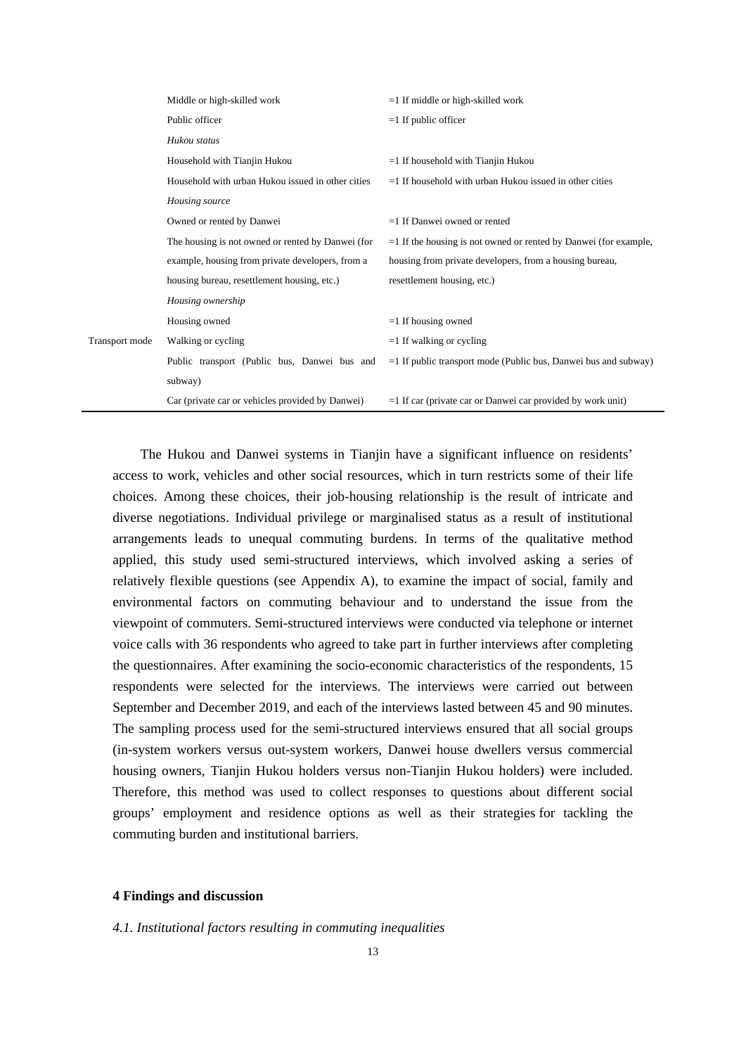| | | |
|---|---|---|
| | Middle or high-skilled work | =1 If middle or high-skilled work |
| | Public officer | =1 If public officer |
| | *Hukou status* | |
| | Household with Tianjin Hukou | =1 If household with Tianjin Hukou |
| | Household with urban Hukou issued in other cities | =1 If household with urban Hukou issued in other cities |
| | *Housing source* | |
| | Owned or rented by Danwei | =1 If Danwei owned or rented |
| | The housing is not owned or rented by Danwei (for example, housing from private developers, from a housing bureau, resettlement housing, etc.) | =1 If the housing is not owned or rented by Danwei (for example, housing from private developers, from a housing bureau, resettlement housing, etc.) |
| | *Housing ownership* | |
| | Housing owned | =1 If housing owned |
| Transport mode | Walking or cycling | =1 If walking or cycling |
| | Public transport (Public bus, Danwei bus and subway) | =1 If public transport mode (Public bus, Danwei bus and subway) |
| | Car (private car or vehicles provided by Danwei) | =1 If car (private car or Danwei car provided by work unit) |

The Hukou and Danwei systems in Tianjin have a significant influence on residents' access to work, vehicles and other social resources, which in turn restricts some of their life choices. Among these choices, their job-housing relationship is the result of intricate and diverse negotiations. Individual privilege or marginalised status as a result of institutional arrangements leads to unequal commuting burdens. In terms of the qualitative method applied, this study used semi-structured interviews, which involved asking a series of relatively flexible questions (see Appendix A), to examine the impact of social, family and environmental factors on commuting behaviour and to understand the issue from the viewpoint of commuters. Semi-structured interviews were conducted via telephone or internet voice calls with 36 respondents who agreed to take part in further interviews after completing the questionnaires. After examining the socio-economic characteristics of the respondents, 15 respondents were selected for the interviews. The interviews were carried out between September and December 2019, and each of the interviews lasted between 45 and 90 minutes. The sampling process used for the semi-structured interviews ensured that all social groups (in-system workers versus out-system workers, Danwei house dwellers versus commercial housing owners, Tianjin Hukou holders versus non-Tianjin Hukou holders) were included. Therefore, this method was used to collect responses to questions about different social groups' employment and residence options as well as their strategies for tackling the commuting burden and institutional barriers.

## 4 Findings and discussion

### *4.1. Institutional factors resulting in commuting inequalities*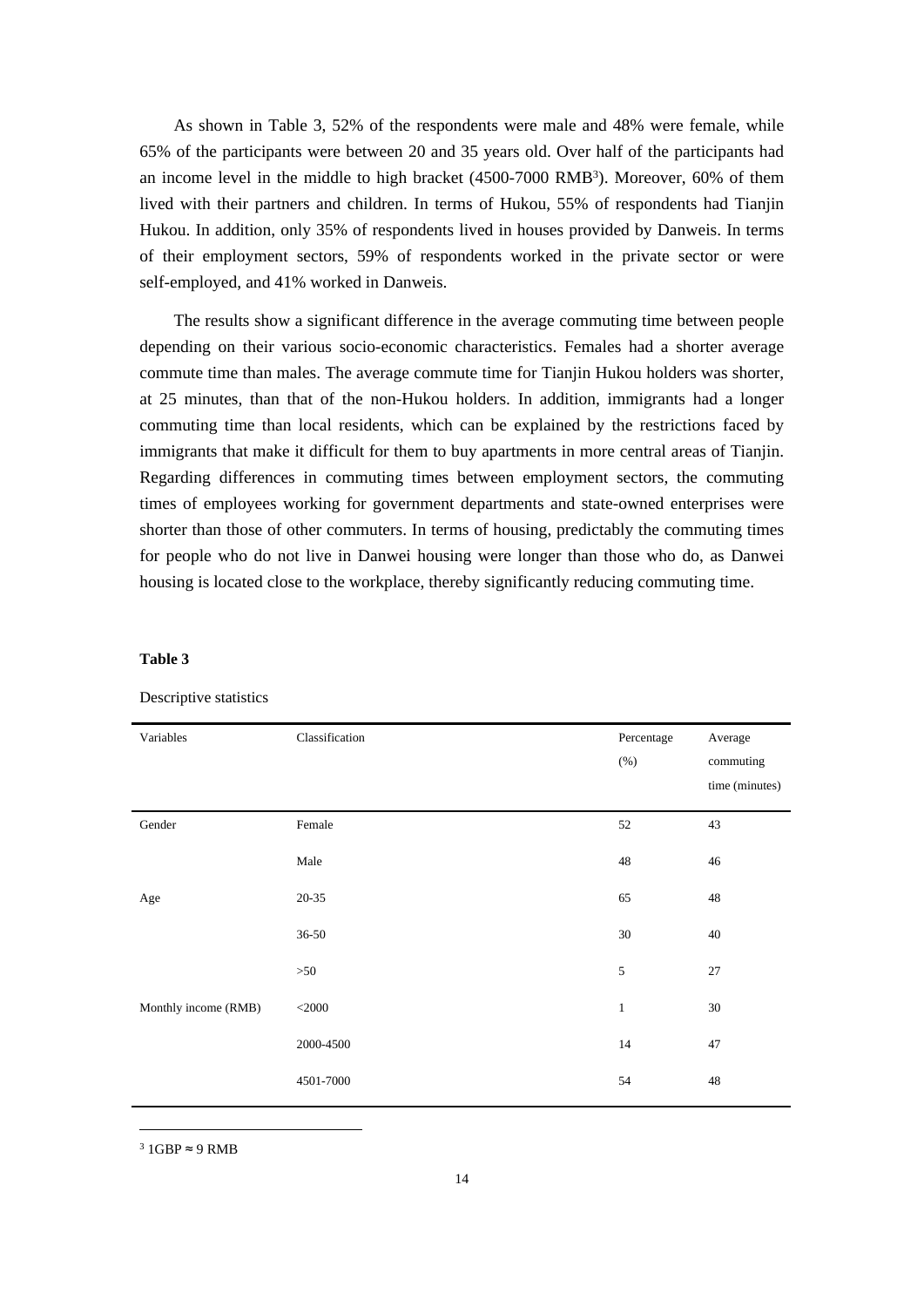As shown in Table 3, 52% of the respondents were male and 48% were female, while 65% of the participants were between 20 and 35 years old. Over half of the participants had an income level in the middle to high bracket (4500-7000 RMB[3]). Moreover, 60% of them lived with their partners and children. In terms of Hukou, 55% of respondents had Tianjin Hukou. In addition, only 35% of respondents lived in houses provided by Danweis. In terms of their employment sectors, 59% of respondents worked in the private sector or were self-employed, and 41% worked in Danweis.

The results show a significant difference in the average commuting time between people depending on their various socio-economic characteristics. Females had a shorter average commute time than males. The average commute time for Tianjin Hukou holders was shorter, at 25 minutes, than that of the non-Hukou holders. In addition, immigrants had a longer commuting time than local residents, which can be explained by the restrictions faced by immigrants that make it difficult for them to buy apartments in more central areas of Tianjin. Regarding differences in commuting times between employment sectors, the commuting times of employees working for government departments and state-owned enterprises were shorter than those of other commuters. In terms of housing, predictably the commuting times for people who do not live in Danwei housing were longer than those who do, as Danwei housing is located close to the workplace, thereby significantly reducing commuting time.

**Table 3**

Descriptive statistics

| Variables | Classification | Percentage (%) | Average commuting time (minutes) |
|---|---|---|---|
| Gender | Female | 52 | 43 |
| | Male | 48 | 46 |
| Age | 20-35 | 65 | 48 |
| | 36-50 | 30 | 40 |
| | >50 | 5 | 27 |
| Monthly income (RMB) | <2000 | 1 | 30 |
| | 2000-4500 | 14 | 47 |
| | 4501-7000 | 54 | 48 |

[3] 1GBP ≈ 9 RMB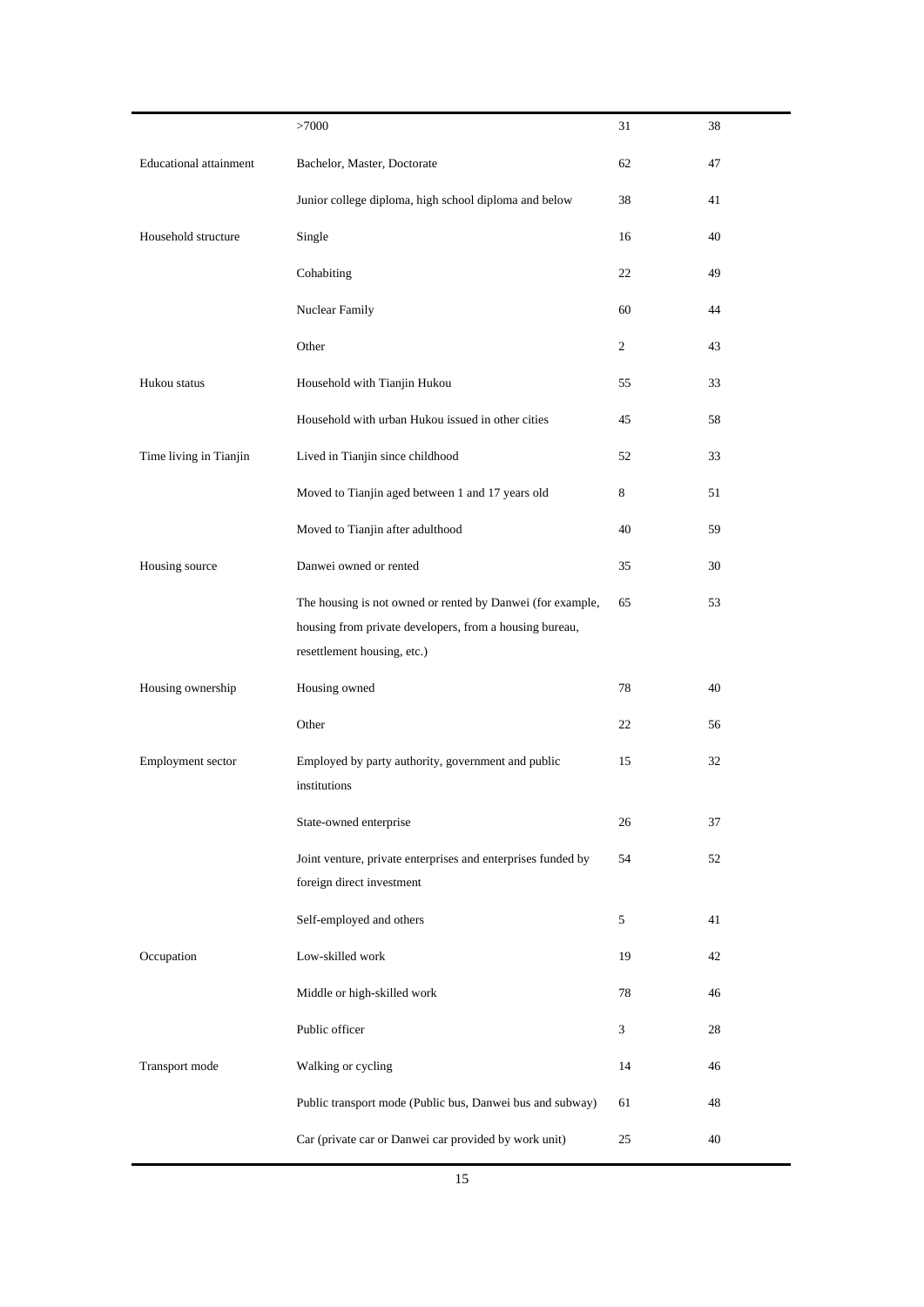|  |  |  |  |
|---|---|---|---|
|  | >7000 | 31 | 38 |
| Educational attainment | Bachelor, Master, Doctorate | 62 | 47 |
|  | Junior college diploma, high school diploma and below | 38 | 41 |
| Household structure | Single | 16 | 40 |
|  | Cohabiting | 22 | 49 |
|  | Nuclear Family | 60 | 44 |
|  | Other | 2 | 43 |
| Hukou status | Household with Tianjin Hukou | 55 | 33 |
|  | Household with urban Hukou issued in other cities | 45 | 58 |
| Time living in Tianjin | Lived in Tianjin since childhood | 52 | 33 |
|  | Moved to Tianjin aged between 1 and 17 years old | 8 | 51 |
|  | Moved to Tianjin after adulthood | 40 | 59 |
| Housing source | Danwei owned or rented | 35 | 30 |
|  | The housing is not owned or rented by Danwei (for example, housing from private developers, from a housing bureau, resettlement housing, etc.) | 65 | 53 |
| Housing ownership | Housing owned | 78 | 40 |
|  | Other | 22 | 56 |
| Employment sector | Employed by party authority, government and public institutions | 15 | 32 |
|  | State-owned enterprise | 26 | 37 |
|  | Joint venture, private enterprises and enterprises funded by foreign direct investment | 54 | 52 |
|  | Self-employed and others | 5 | 41 |
| Occupation | Low-skilled work | 19 | 42 |
|  | Middle or high-skilled work | 78 | 46 |
|  | Public officer | 3 | 28 |
| Transport mode | Walking or cycling | 14 | 46 |
|  | Public transport mode (Public bus, Danwei bus and subway) | 61 | 48 |
|  | Car (private car or Danwei car provided by work unit) | 25 | 40 |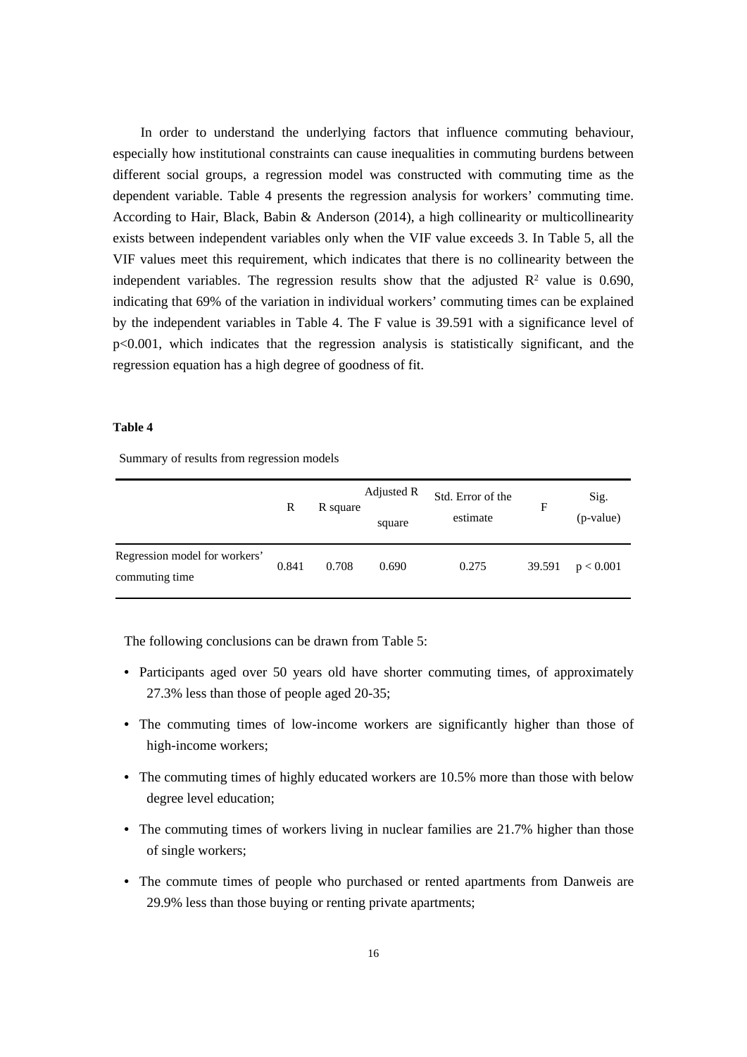In order to understand the underlying factors that influence commuting behaviour, especially how institutional constraints can cause inequalities in commuting burdens between different social groups, a regression model was constructed with commuting time as the dependent variable. Table 4 presents the regression analysis for workers' commuting time. According to Hair, Black, Babin & Anderson (2014), a high collinearity or multicollinearity exists between independent variables only when the VIF value exceeds 3. In Table 5, all the VIF values meet this requirement, which indicates that there is no collinearity between the independent variables. The regression results show that the adjusted $R^2$ value is 0.690, indicating that 69% of the variation in individual workers' commuting times can be explained by the independent variables in Table 4. The F value is 39.591 with a significance level of $p<0.001$, which indicates that the regression analysis is statistically significant, and the regression equation has a high degree of goodness of fit.

**Table 4**

Summary of results from regression models

| | R | R square | Adjusted R square | Std. Error of the estimate | F | Sig. (p-value) |
|---|---|---|---|---|---|---|
| Regression model for workers' commuting time | 0.841 | 0.708 | 0.690 | 0.275 | 39.591 | $p < 0.001$ |

The following conclusions can be drawn from Table 5:

- Participants aged over 50 years old have shorter commuting times, of approximately 27.3% less than those of people aged 20-35;
- The commuting times of low-income workers are significantly higher than those of high-income workers;
- The commuting times of highly educated workers are 10.5% more than those with below degree level education;
- The commuting times of workers living in nuclear families are 21.7% higher than those of single workers;
- The commute times of people who purchased or rented apartments from Danweis are 29.9% less than those buying or renting private apartments;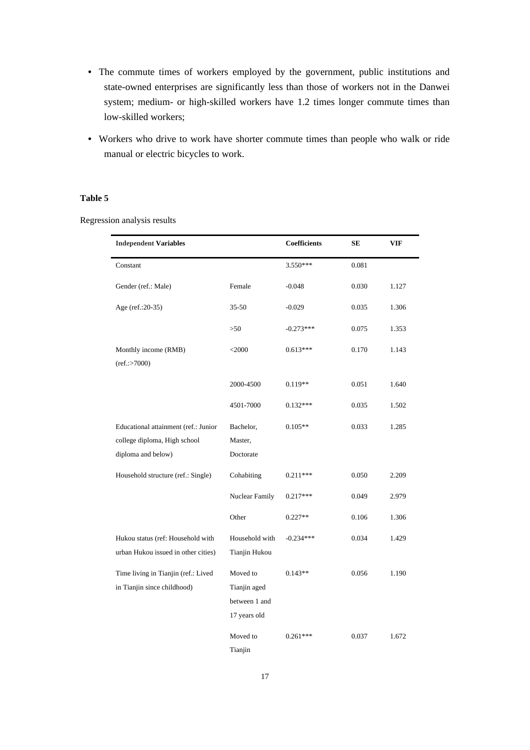- The commute times of workers employed by the government, public institutions and state-owned enterprises are significantly less than those of workers not in the Danwei system; medium- or high-skilled workers have 1.2 times longer commute times than low-skilled workers;
- Workers who drive to work have shorter commute times than people who walk or ride manual or electric bicycles to work.

**Table 5**

Regression analysis results

| **Independent Variables** | | **Coefficients** | **SE** | **VIF** |
|---|---|---|---|---|
| Constant | | 3.550*** | 0.081 | |
| Gender (ref.: Male) | Female | -0.048 | 0.030 | 1.127 |
| Age (ref.:20-35) | 35-50 | -0.029 | 0.035 | 1.306 |
| | >50 | -0.273*** | 0.075 | 1.353 |
| Monthly income (RMB) (ref.:>7000) | <2000 | 0.613*** | 0.170 | 1.143 |
| | 2000-4500 | 0.119** | 0.051 | 1.640 |
| | 4501-7000 | 0.132*** | 0.035 | 1.502 |
| Educational attainment (ref.: Junior college diploma, High school diploma and below) | Bachelor, Master, Doctorate | 0.105** | 0.033 | 1.285 |
| Household structure (ref.: Single) | Cohabiting | 0.211*** | 0.050 | 2.209 |
| | Nuclear Family | 0.217*** | 0.049 | 2.979 |
| | Other | 0.227** | 0.106 | 1.306 |
| Hukou status (ref: Household with urban Hukou issued in other cities) | Household with Tianjin Hukou | -0.234*** | 0.034 | 1.429 |
| Time living in Tianjin (ref.: Lived in Tianjin since childhood) | Moved to Tianjin aged between 1 and 17 years old | 0.143** | 0.056 | 1.190 |
| | Moved to Tianjin | 0.261*** | 0.037 | 1.672 |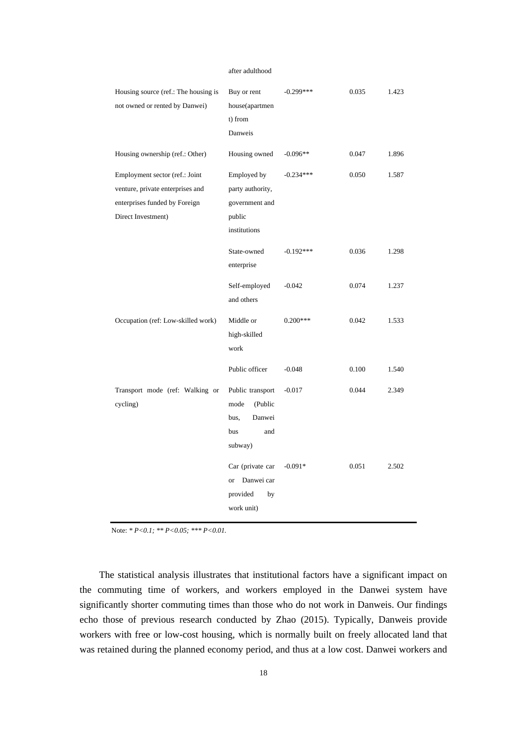| | | | | |
|---|---|---|---|---|
| | after adulthood | | | |
| Housing source (ref.: The housing is not owned or rented by Danwei) | Buy or rent house(apartment) from Danweis | -0.299*** | 0.035 | 1.423 |
| Housing ownership (ref.: Other) | Housing owned | -0.096** | 0.047 | 1.896 |
| Employment sector (ref.: Joint venture, private enterprises and enterprises funded by Foreign Direct Investment) | Employed by party authority, government and public institutions | -0.234*** | 0.050 | 1.587 |
| | State-owned enterprise | -0.192*** | 0.036 | 1.298 |
| | Self-employed and others | -0.042 | 0.074 | 1.237 |
| Occupation (ref: Low-skilled work) | Middle or high-skilled work | 0.200*** | 0.042 | 1.533 |
| | Public officer | -0.048 | 0.100 | 1.540 |
| Transport mode (ref: Walking or cycling) | Public transport mode (Public bus, Danwei bus and subway) | -0.017 | 0.044 | 2.349 |
| | Car (private car or Danwei car provided by work unit) | -0.091* | 0.051 | 2.502 |

Note: * *P<0.1; ** P<0.05; *** P<0.01.*

The statistical analysis illustrates that institutional factors have a significant impact on the commuting time of workers, and workers employed in the Danwei system have significantly shorter commuting times than those who do not work in Danweis. Our findings echo those of previous research conducted by Zhao (2015). Typically, Danweis provide workers with free or low-cost housing, which is normally built on freely allocated land that was retained during the planned economy period, and thus at a low cost. Danwei workers and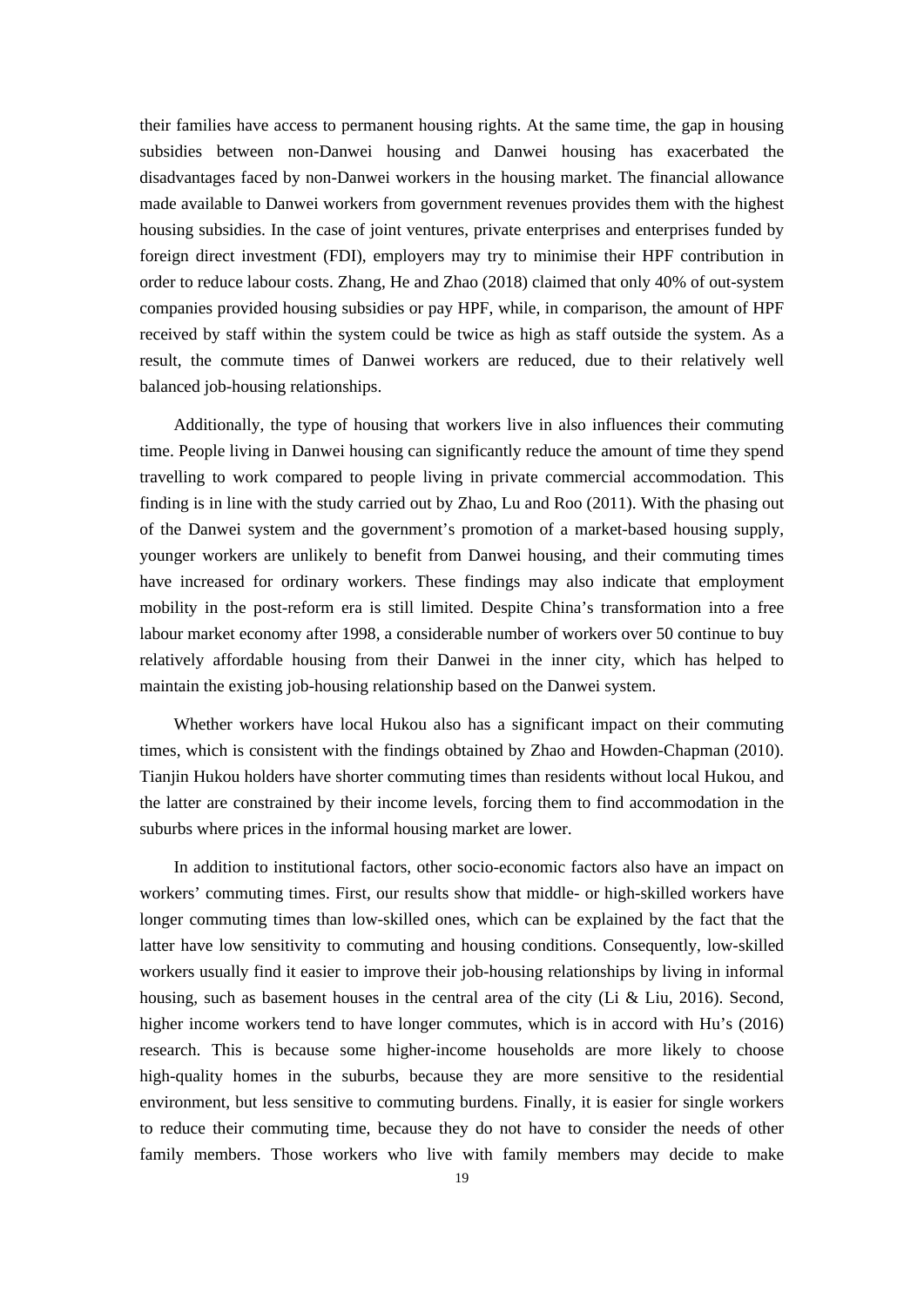their families have access to permanent housing rights. At the same time, the gap in housing subsidies between non-Danwei housing and Danwei housing has exacerbated the disadvantages faced by non-Danwei workers in the housing market. The financial allowance made available to Danwei workers from government revenues provides them with the highest housing subsidies. In the case of joint ventures, private enterprises and enterprises funded by foreign direct investment (FDI), employers may try to minimise their HPF contribution in order to reduce labour costs. Zhang, He and Zhao (2018) claimed that only 40% of out-system companies provided housing subsidies or pay HPF, while, in comparison, the amount of HPF received by staff within the system could be twice as high as staff outside the system. As a result, the commute times of Danwei workers are reduced, due to their relatively well balanced job-housing relationships.

Additionally, the type of housing that workers live in also influences their commuting time. People living in Danwei housing can significantly reduce the amount of time they spend travelling to work compared to people living in private commercial accommodation. This finding is in line with the study carried out by Zhao, Lu and Roo (2011). With the phasing out of the Danwei system and the government's promotion of a market-based housing supply, younger workers are unlikely to benefit from Danwei housing, and their commuting times have increased for ordinary workers. These findings may also indicate that employment mobility in the post-reform era is still limited. Despite China's transformation into a free labour market economy after 1998, a considerable number of workers over 50 continue to buy relatively affordable housing from their Danwei in the inner city, which has helped to maintain the existing job-housing relationship based on the Danwei system.

Whether workers have local Hukou also has a significant impact on their commuting times, which is consistent with the findings obtained by Zhao and Howden-Chapman (2010). Tianjin Hukou holders have shorter commuting times than residents without local Hukou, and the latter are constrained by their income levels, forcing them to find accommodation in the suburbs where prices in the informal housing market are lower.

In addition to institutional factors, other socio-economic factors also have an impact on workers' commuting times. First, our results show that middle- or high-skilled workers have longer commuting times than low-skilled ones, which can be explained by the fact that the latter have low sensitivity to commuting and housing conditions. Consequently, low-skilled workers usually find it easier to improve their job-housing relationships by living in informal housing, such as basement houses in the central area of the city (Li & Liu, 2016). Second, higher income workers tend to have longer commutes, which is in accord with Hu's (2016) research. This is because some higher-income households are more likely to choose high-quality homes in the suburbs, because they are more sensitive to the residential environment, but less sensitive to commuting burdens. Finally, it is easier for single workers to reduce their commuting time, because they do not have to consider the needs of other family members. Those workers who live with family members may decide to make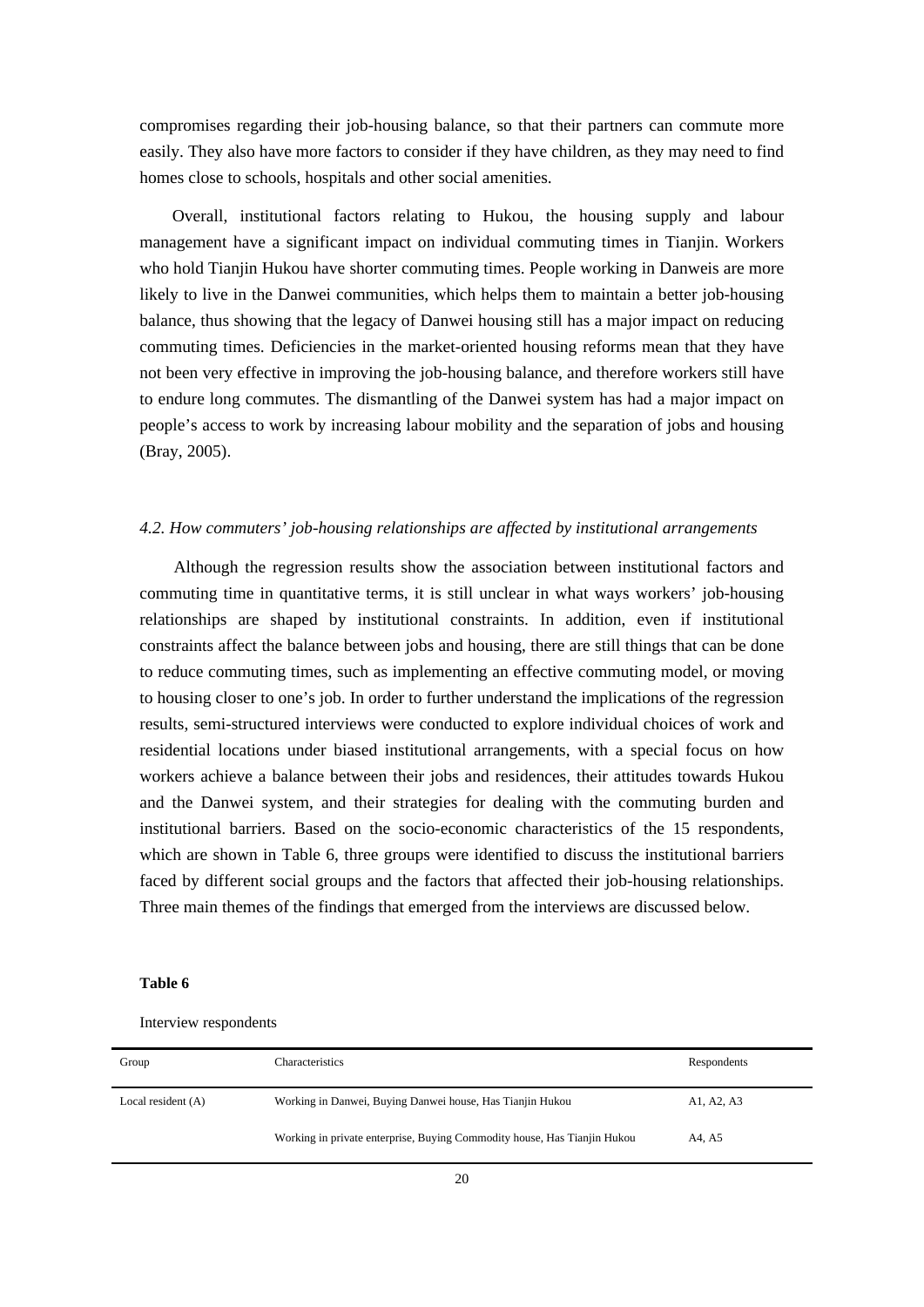compromises regarding their job-housing balance, so that their partners can commute more easily. They also have more factors to consider if they have children, as they may need to find homes close to schools, hospitals and other social amenities.

Overall, institutional factors relating to Hukou, the housing supply and labour management have a significant impact on individual commuting times in Tianjin. Workers who hold Tianjin Hukou have shorter commuting times. People working in Danweis are more likely to live in the Danwei communities, which helps them to maintain a better job-housing balance, thus showing that the legacy of Danwei housing still has a major impact on reducing commuting times. Deficiencies in the market-oriented housing reforms mean that they have not been very effective in improving the job-housing balance, and therefore workers still have to endure long commutes. The dismantling of the Danwei system has had a major impact on people's access to work by increasing labour mobility and the separation of jobs and housing (Bray, 2005).

### *4.2. How commuters' job-housing relationships are affected by institutional arrangements*

Although the regression results show the association between institutional factors and commuting time in quantitative terms, it is still unclear in what ways workers' job-housing relationships are shaped by institutional constraints. In addition, even if institutional constraints affect the balance between jobs and housing, there are still things that can be done to reduce commuting times, such as implementing an effective commuting model, or moving to housing closer to one's job. In order to further understand the implications of the regression results, semi-structured interviews were conducted to explore individual choices of work and residential locations under biased institutional arrangements, with a special focus on how workers achieve a balance between their jobs and residences, their attitudes towards Hukou and the Danwei system, and their strategies for dealing with the commuting burden and institutional barriers. Based on the socio-economic characteristics of the 15 respondents, which are shown in Table 6, three groups were identified to discuss the institutional barriers faced by different social groups and the factors that affected their job-housing relationships. Three main themes of the findings that emerged from the interviews are discussed below.

**Table 6**

Interview respondents

| Group | Characteristics | Respondents |
|---|---|---|
| Local resident (A) | Working in Danwei, Buying Danwei house, Has Tianjin Hukou | A1, A2, A3 |
| | Working in private enterprise, Buying Commodity house, Has Tianjin Hukou | A4, A5 |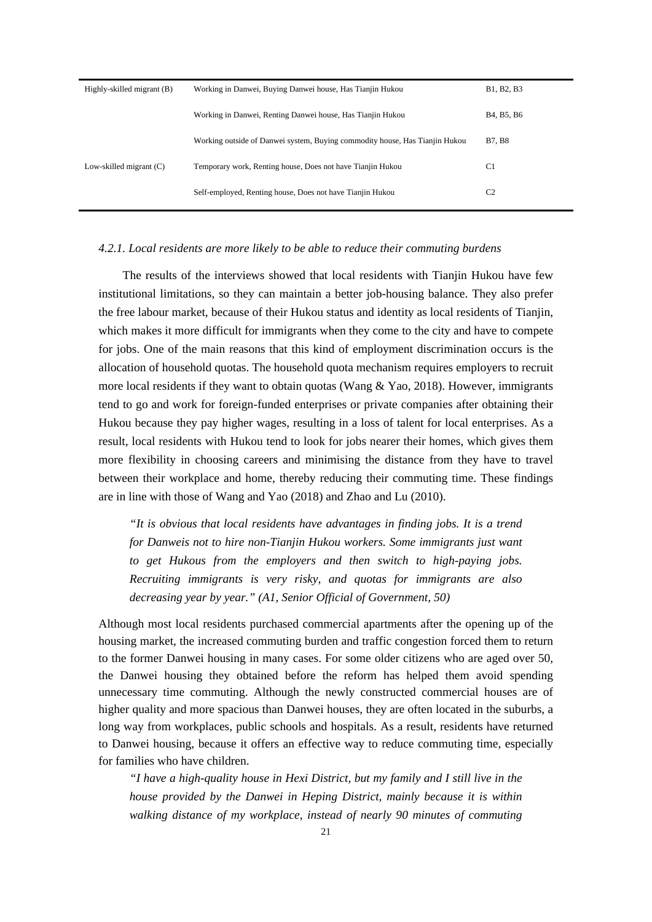| Highly-skilled migrant (B) | Working in Danwei, Buying Danwei house, Has Tianjin Hukou | B1, B2, B3 |
| --- | --- | --- |
| | Working in Danwei, Renting Danwei house, Has Tianjin Hukou | B4, B5, B6 |
| | Working outside of Danwei system, Buying commodity house, Has Tianjin Hukou | B7, B8 |
| Low-skilled migrant (C) | Temporary work, Renting house, Does not have Tianjin Hukou | C1 |
| | Self-employed, Renting house, Does not have Tianjin Hukou | C2 |

#### *4.2.1. Local residents are more likely to be able to reduce their commuting burdens*

The results of the interviews showed that local residents with Tianjin Hukou have few institutional limitations, so they can maintain a better job-housing balance. They also prefer the free labour market, because of their Hukou status and identity as local residents of Tianjin, which makes it more difficult for immigrants when they come to the city and have to compete for jobs. One of the main reasons that this kind of employment discrimination occurs is the allocation of household quotas. The household quota mechanism requires employers to recruit more local residents if they want to obtain quotas (Wang & Yao, 2018). However, immigrants tend to go and work for foreign-funded enterprises or private companies after obtaining their Hukou because they pay higher wages, resulting in a loss of talent for local enterprises. As a result, local residents with Hukou tend to look for jobs nearer their homes, which gives them more flexibility in choosing careers and minimising the distance from they have to travel between their workplace and home, thereby reducing their commuting time. These findings are in line with those of Wang and Yao (2018) and Zhao and Lu (2010).

> *"It is obvious that local residents have advantages in finding jobs. It is a trend for Danweis not to hire non-Tianjin Hukou workers. Some immigrants just want to get Hukous from the employers and then switch to high-paying jobs. Recruiting immigrants is very risky, and quotas for immigrants are also decreasing year by year." (A1, Senior Official of Government, 50)*

Although most local residents purchased commercial apartments after the opening up of the housing market, the increased commuting burden and traffic congestion forced them to return to the former Danwei housing in many cases. For some older citizens who are aged over 50, the Danwei housing they obtained before the reform has helped them avoid spending unnecessary time commuting. Although the newly constructed commercial houses are of higher quality and more spacious than Danwei houses, they are often located in the suburbs, a long way from workplaces, public schools and hospitals. As a result, residents have returned to Danwei housing, because it offers an effective way to reduce commuting time, especially for families who have children.

> *"I have a high-quality house in Hexi District, but my family and I still live in the house provided by the Danwei in Heping District, mainly because it is within walking distance of my workplace, instead of nearly 90 minutes of commuting*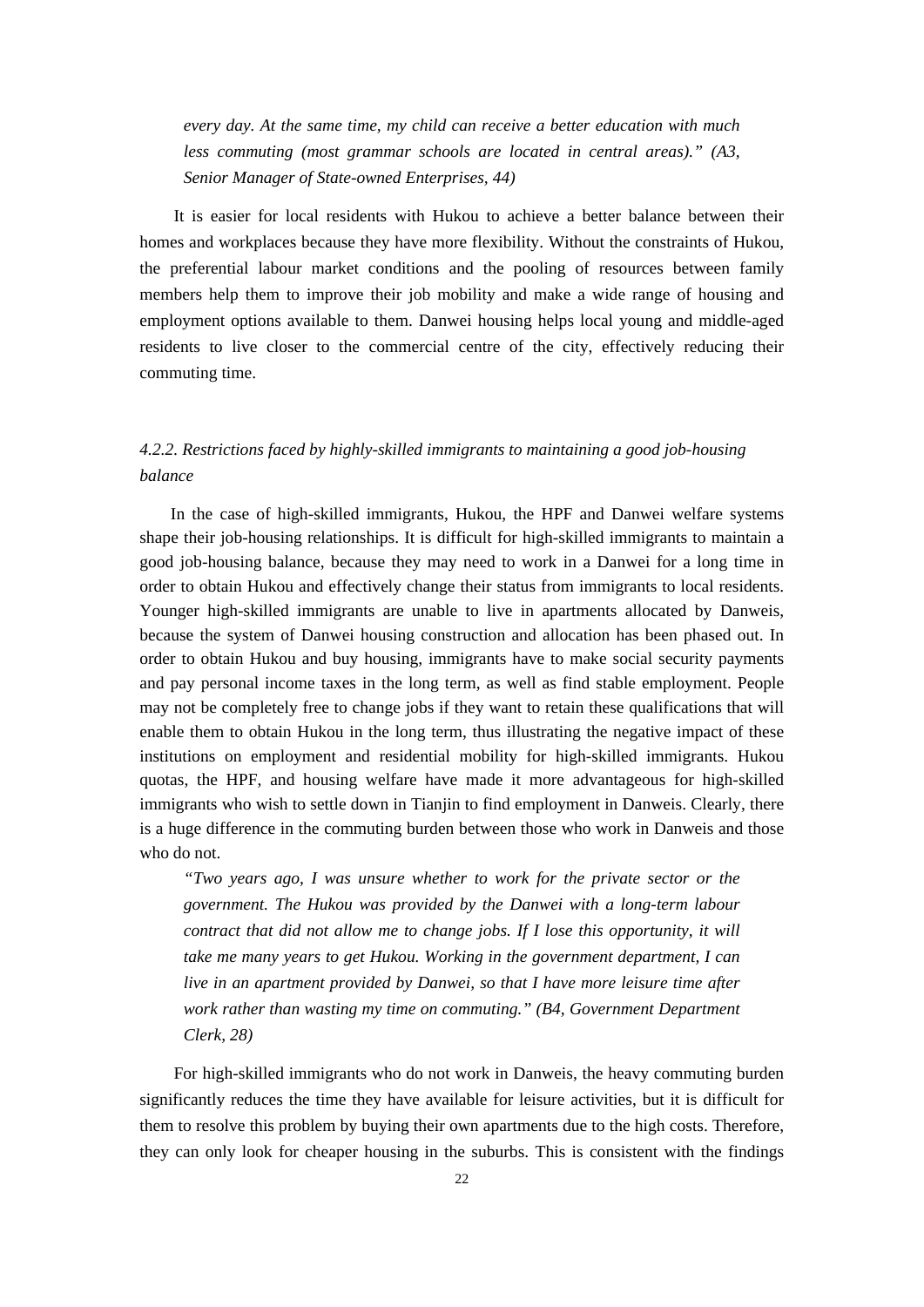*every day. At the same time, my child can receive a better education with much less commuting (most grammar schools are located in central areas)." (A3, Senior Manager of State-owned Enterprises, 44)*

It is easier for local residents with Hukou to achieve a better balance between their homes and workplaces because they have more flexibility. Without the constraints of Hukou, the preferential labour market conditions and the pooling of resources between family members help them to improve their job mobility and make a wide range of housing and employment options available to them. Danwei housing helps local young and middle-aged residents to live closer to the commercial centre of the city, effectively reducing their commuting time.

#### *4.2.2. Restrictions faced by highly-skilled immigrants to maintaining a good job-housing balance*

In the case of high-skilled immigrants, Hukou, the HPF and Danwei welfare systems shape their job-housing relationships. It is difficult for high-skilled immigrants to maintain a good job-housing balance, because they may need to work in a Danwei for a long time in order to obtain Hukou and effectively change their status from immigrants to local residents. Younger high-skilled immigrants are unable to live in apartments allocated by Danweis, because the system of Danwei housing construction and allocation has been phased out. In order to obtain Hukou and buy housing, immigrants have to make social security payments and pay personal income taxes in the long term, as well as find stable employment. People may not be completely free to change jobs if they want to retain these qualifications that will enable them to obtain Hukou in the long term, thus illustrating the negative impact of these institutions on employment and residential mobility for high-skilled immigrants. Hukou quotas, the HPF, and housing welfare have made it more advantageous for high-skilled immigrants who wish to settle down in Tianjin to find employment in Danweis. Clearly, there is a huge difference in the commuting burden between those who work in Danweis and those who do not.

*"Two years ago, I was unsure whether to work for the private sector or the government. The Hukou was provided by the Danwei with a long-term labour contract that did not allow me to change jobs. If I lose this opportunity, it will take me many years to get Hukou. Working in the government department, I can live in an apartment provided by Danwei, so that I have more leisure time after work rather than wasting my time on commuting." (B4, Government Department Clerk, 28)*

For high-skilled immigrants who do not work in Danweis, the heavy commuting burden significantly reduces the time they have available for leisure activities, but it is difficult for them to resolve this problem by buying their own apartments due to the high costs. Therefore, they can only look for cheaper housing in the suburbs. This is consistent with the findings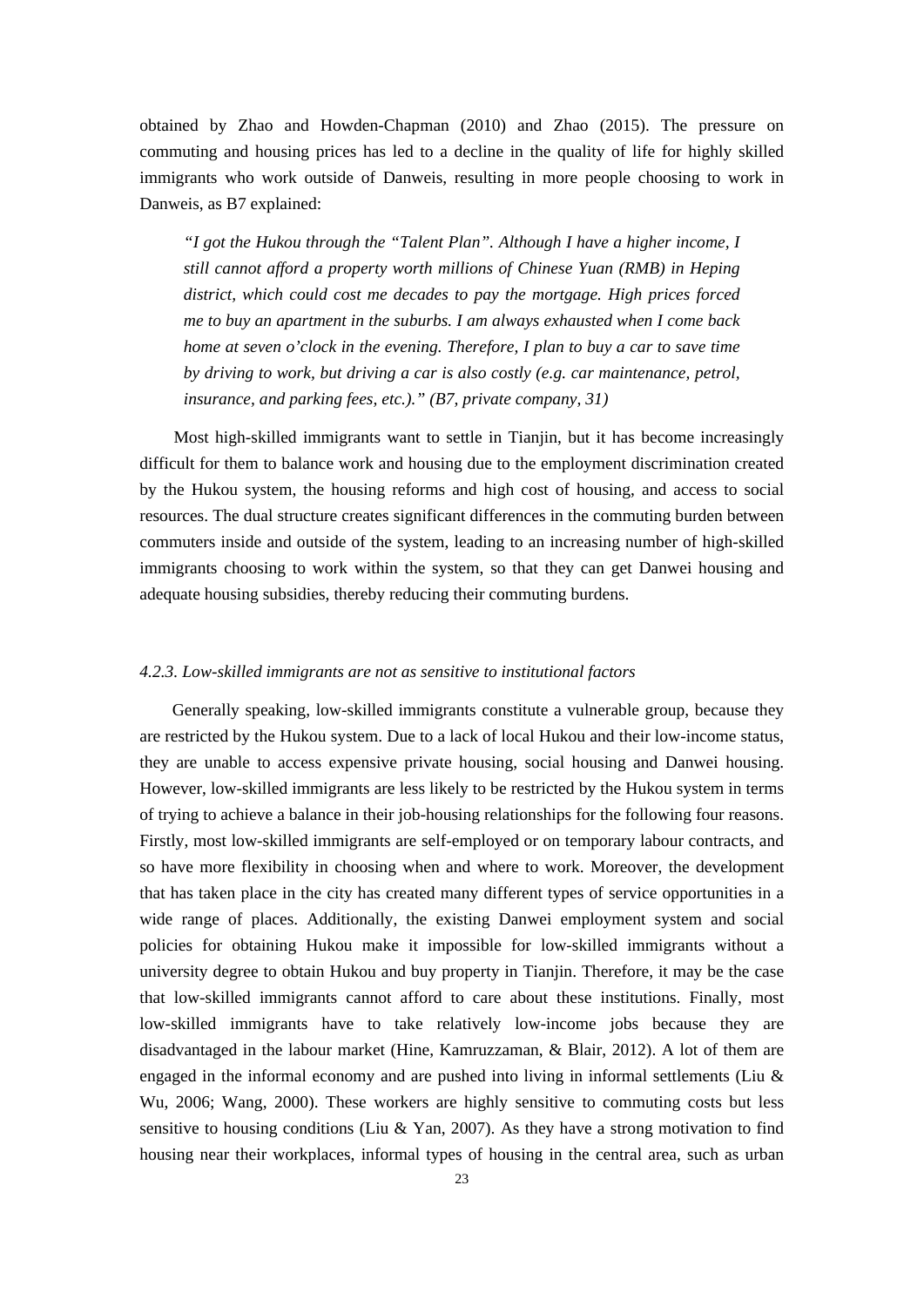obtained by Zhao and Howden-Chapman (2010) and Zhao (2015). The pressure on commuting and housing prices has led to a decline in the quality of life for highly skilled immigrants who work outside of Danweis, resulting in more people choosing to work in Danweis, as B7 explained:

> *"I got the Hukou through the "Talent Plan". Although I have a higher income, I still cannot afford a property worth millions of Chinese Yuan (RMB) in Heping district, which could cost me decades to pay the mortgage. High prices forced me to buy an apartment in the suburbs. I am always exhausted when I come back home at seven o'clock in the evening. Therefore, I plan to buy a car to save time by driving to work, but driving a car is also costly (e.g. car maintenance, petrol, insurance, and parking fees, etc.)." (B7, private company, 31)*

Most high-skilled immigrants want to settle in Tianjin, but it has become increasingly difficult for them to balance work and housing due to the employment discrimination created by the Hukou system, the housing reforms and high cost of housing, and access to social resources. The dual structure creates significant differences in the commuting burden between commuters inside and outside of the system, leading to an increasing number of high-skilled immigrants choosing to work within the system, so that they can get Danwei housing and adequate housing subsidies, thereby reducing their commuting burdens.

#### *4.2.3. Low-skilled immigrants are not as sensitive to institutional factors*

Generally speaking, low-skilled immigrants constitute a vulnerable group, because they are restricted by the Hukou system. Due to a lack of local Hukou and their low-income status, they are unable to access expensive private housing, social housing and Danwei housing. However, low-skilled immigrants are less likely to be restricted by the Hukou system in terms of trying to achieve a balance in their job-housing relationships for the following four reasons. Firstly, most low-skilled immigrants are self-employed or on temporary labour contracts, and so have more flexibility in choosing when and where to work. Moreover, the development that has taken place in the city has created many different types of service opportunities in a wide range of places. Additionally, the existing Danwei employment system and social policies for obtaining Hukou make it impossible for low-skilled immigrants without a university degree to obtain Hukou and buy property in Tianjin. Therefore, it may be the case that low-skilled immigrants cannot afford to care about these institutions. Finally, most low-skilled immigrants have to take relatively low-income jobs because they are disadvantaged in the labour market (Hine, Kamruzzaman, & Blair, 2012). A lot of them are engaged in the informal economy and are pushed into living in informal settlements (Liu & Wu, 2006; Wang, 2000). These workers are highly sensitive to commuting costs but less sensitive to housing conditions (Liu & Yan, 2007). As they have a strong motivation to find housing near their workplaces, informal types of housing in the central area, such as urban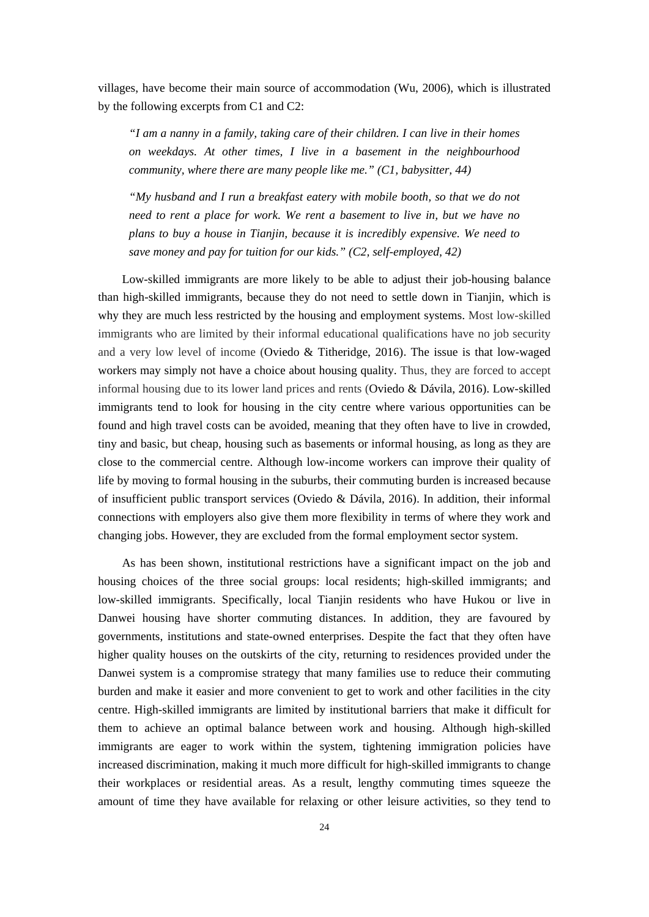villages, have become their main source of accommodation (Wu, 2006), which is illustrated by the following excerpts from C1 and C2:

> *"I am a nanny in a family, taking care of their children. I can live in their homes on weekdays. At other times, I live in a basement in the neighbourhood community, where there are many people like me." (C1, babysitter, 44)*

> *"My husband and I run a breakfast eatery with mobile booth, so that we do not need to rent a place for work. We rent a basement to live in, but we have no plans to buy a house in Tianjin, because it is incredibly expensive. We need to save money and pay for tuition for our kids." (C2, self-employed, 42)*

Low-skilled immigrants are more likely to be able to adjust their job-housing balance than high-skilled immigrants, because they do not need to settle down in Tianjin, which is why they are much less restricted by the housing and employment systems. Most low-skilled immigrants who are limited by their informal educational qualifications have no job security and a very low level of income (Oviedo & Titheridge, 2016). The issue is that low-waged workers may simply not have a choice about housing quality. Thus, they are forced to accept informal housing due to its lower land prices and rents (Oviedo & Dávila, 2016). Low-skilled immigrants tend to look for housing in the city centre where various opportunities can be found and high travel costs can be avoided, meaning that they often have to live in crowded, tiny and basic, but cheap, housing such as basements or informal housing, as long as they are close to the commercial centre. Although low-income workers can improve their quality of life by moving to formal housing in the suburbs, their commuting burden is increased because of insufficient public transport services (Oviedo & Dávila, 2016). In addition, their informal connections with employers also give them more flexibility in terms of where they work and changing jobs. However, they are excluded from the formal employment sector system.

As has been shown, institutional restrictions have a significant impact on the job and housing choices of the three social groups: local residents; high-skilled immigrants; and low-skilled immigrants. Specifically, local Tianjin residents who have Hukou or live in Danwei housing have shorter commuting distances. In addition, they are favoured by governments, institutions and state-owned enterprises. Despite the fact that they often have higher quality houses on the outskirts of the city, returning to residences provided under the Danwei system is a compromise strategy that many families use to reduce their commuting burden and make it easier and more convenient to get to work and other facilities in the city centre. High-skilled immigrants are limited by institutional barriers that make it difficult for them to achieve an optimal balance between work and housing. Although high-skilled immigrants are eager to work within the system, tightening immigration policies have increased discrimination, making it much more difficult for high-skilled immigrants to change their workplaces or residential areas. As a result, lengthy commuting times squeeze the amount of time they have available for relaxing or other leisure activities, so they tend to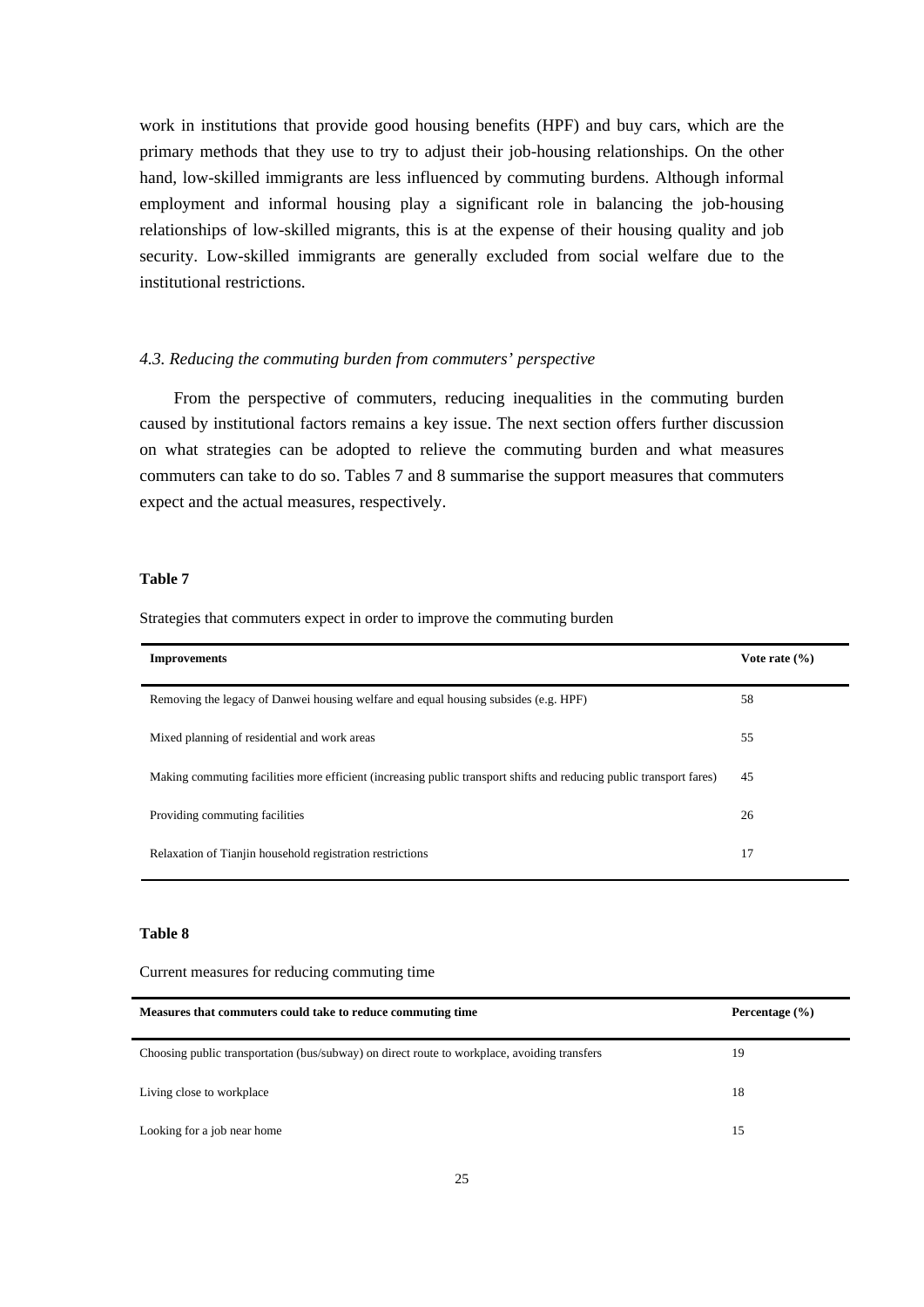work in institutions that provide good housing benefits (HPF) and buy cars, which are the primary methods that they use to try to adjust their job-housing relationships. On the other hand, low-skilled immigrants are less influenced by commuting burdens. Although informal employment and informal housing play a significant role in balancing the job-housing relationships of low-skilled migrants, this is at the expense of their housing quality and job security. Low-skilled immigrants are generally excluded from social welfare due to the institutional restrictions.

### *4.3. Reducing the commuting burden from commuters' perspective*

From the perspective of commuters, reducing inequalities in the commuting burden caused by institutional factors remains a key issue. The next section offers further discussion on what strategies can be adopted to relieve the commuting burden and what measures commuters can take to do so. Tables 7 and 8 summarise the support measures that commuters expect and the actual measures, respectively.

**Table 7**

Strategies that commuters expect in order to improve the commuting burden

| **Improvements** | **Vote rate (%)** |
|---|---|
| Removing the legacy of Danwei housing welfare and equal housing subsides (e.g. HPF) | 58 |
| Mixed planning of residential and work areas | 55 |
| Making commuting facilities more efficient (increasing public transport shifts and reducing public transport fares) | 45 |
| Providing commuting facilities | 26 |
| Relaxation of Tianjin household registration restrictions | 17 |

**Table 8**

Current measures for reducing commuting time

| **Measures that commuters could take to reduce commuting time** | **Percentage (%)** |
|---|---|
| Choosing public transportation (bus/subway) on direct route to workplace, avoiding transfers | 19 |
| Living close to workplace | 18 |
| Looking for a job near home | 15 |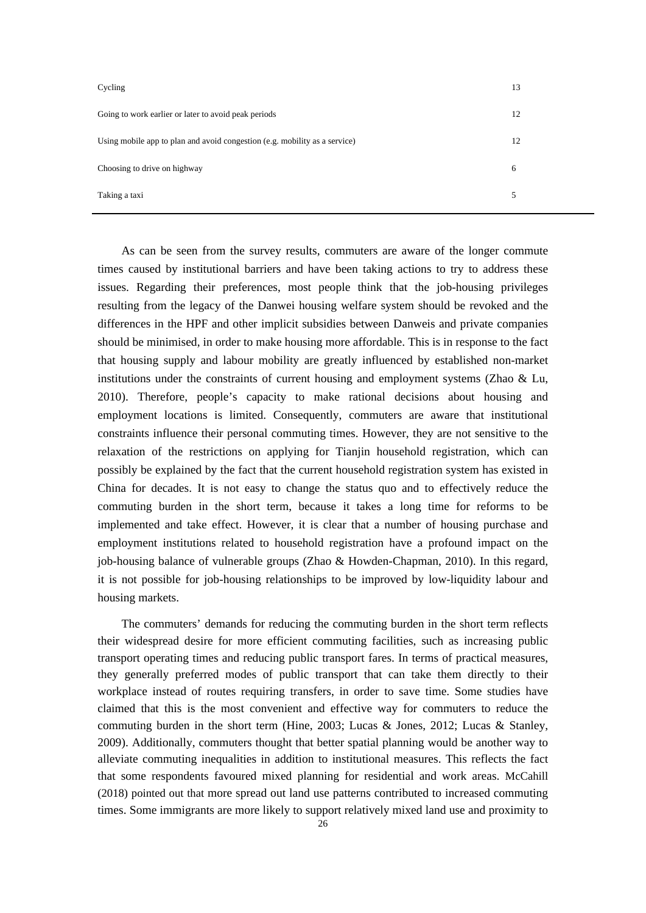| | |
|---|---|
| Cycling | 13 |
| Going to work earlier or later to avoid peak periods | 12 |
| Using mobile app to plan and avoid congestion (e.g. mobility as a service) | 12 |
| Choosing to drive on highway | 6 |
| Taking a taxi | 5 |

As can be seen from the survey results, commuters are aware of the longer commute times caused by institutional barriers and have been taking actions to try to address these issues. Regarding their preferences, most people think that the job-housing privileges resulting from the legacy of the Danwei housing welfare system should be revoked and the differences in the HPF and other implicit subsidies between Danweis and private companies should be minimised, in order to make housing more affordable. This is in response to the fact that housing supply and labour mobility are greatly influenced by established non-market institutions under the constraints of current housing and employment systems (Zhao & Lu, 2010). Therefore, people's capacity to make rational decisions about housing and employment locations is limited. Consequently, commuters are aware that institutional constraints influence their personal commuting times. However, they are not sensitive to the relaxation of the restrictions on applying for Tianjin household registration, which can possibly be explained by the fact that the current household registration system has existed in China for decades. It is not easy to change the status quo and to effectively reduce the commuting burden in the short term, because it takes a long time for reforms to be implemented and take effect. However, it is clear that a number of housing purchase and employment institutions related to household registration have a profound impact on the job-housing balance of vulnerable groups (Zhao & Howden-Chapman, 2010). In this regard, it is not possible for job-housing relationships to be improved by low-liquidity labour and housing markets.

The commuters' demands for reducing the commuting burden in the short term reflects their widespread desire for more efficient commuting facilities, such as increasing public transport operating times and reducing public transport fares. In terms of practical measures, they generally preferred modes of public transport that can take them directly to their workplace instead of routes requiring transfers, in order to save time. Some studies have claimed that this is the most convenient and effective way for commuters to reduce the commuting burden in the short term (Hine, 2003; Lucas & Jones, 2012; Lucas & Stanley, 2009). Additionally, commuters thought that better spatial planning would be another way to alleviate commuting inequalities in addition to institutional measures. This reflects the fact that some respondents favoured mixed planning for residential and work areas. McCahill (2018) pointed out that more spread out land use patterns contributed to increased commuting times. Some immigrants are more likely to support relatively mixed land use and proximity to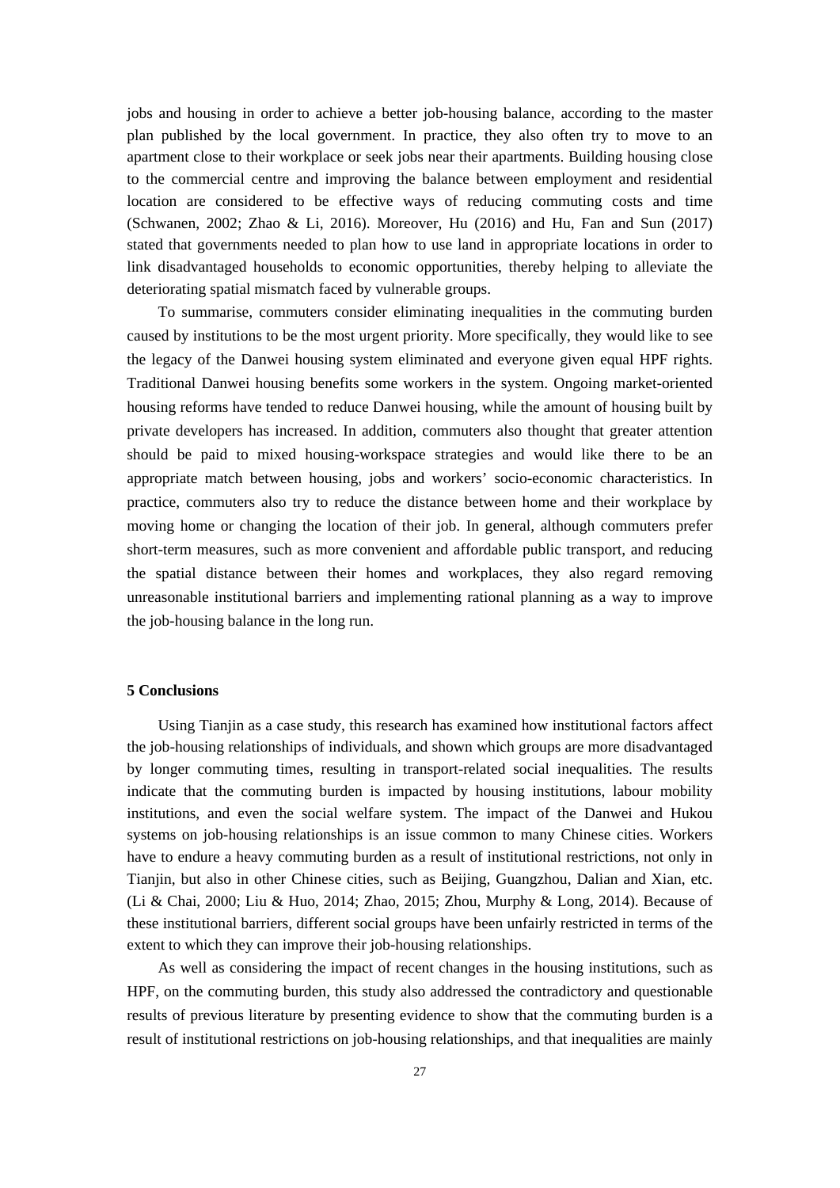jobs and housing in order to achieve a better job-housing balance, according to the master plan published by the local government. In practice, they also often try to move to an apartment close to their workplace or seek jobs near their apartments. Building housing close to the commercial centre and improving the balance between employment and residential location are considered to be effective ways of reducing commuting costs and time (Schwanen, 2002; Zhao & Li, 2016). Moreover, Hu (2016) and Hu, Fan and Sun (2017) stated that governments needed to plan how to use land in appropriate locations in order to link disadvantaged households to economic opportunities, thereby helping to alleviate the deteriorating spatial mismatch faced by vulnerable groups.

To summarise, commuters consider eliminating inequalities in the commuting burden caused by institutions to be the most urgent priority. More specifically, they would like to see the legacy of the Danwei housing system eliminated and everyone given equal HPF rights. Traditional Danwei housing benefits some workers in the system. Ongoing market-oriented housing reforms have tended to reduce Danwei housing, while the amount of housing built by private developers has increased. In addition, commuters also thought that greater attention should be paid to mixed housing-workspace strategies and would like there to be an appropriate match between housing, jobs and workers' socio-economic characteristics. In practice, commuters also try to reduce the distance between home and their workplace by moving home or changing the location of their job. In general, although commuters prefer short-term measures, such as more convenient and affordable public transport, and reducing the spatial distance between their homes and workplaces, they also regard removing unreasonable institutional barriers and implementing rational planning as a way to improve the job-housing balance in the long run.

## 5 Conclusions

Using Tianjin as a case study, this research has examined how institutional factors affect the job-housing relationships of individuals, and shown which groups are more disadvantaged by longer commuting times, resulting in transport-related social inequalities. The results indicate that the commuting burden is impacted by housing institutions, labour mobility institutions, and even the social welfare system. The impact of the Danwei and Hukou systems on job-housing relationships is an issue common to many Chinese cities. Workers have to endure a heavy commuting burden as a result of institutional restrictions, not only in Tianjin, but also in other Chinese cities, such as Beijing, Guangzhou, Dalian and Xian, etc. (Li & Chai, 2000; Liu & Huo, 2014; Zhao, 2015; Zhou, Murphy & Long, 2014). Because of these institutional barriers, different social groups have been unfairly restricted in terms of the extent to which they can improve their job-housing relationships.

As well as considering the impact of recent changes in the housing institutions, such as HPF, on the commuting burden, this study also addressed the contradictory and questionable results of previous literature by presenting evidence to show that the commuting burden is a result of institutional restrictions on job-housing relationships, and that inequalities are mainly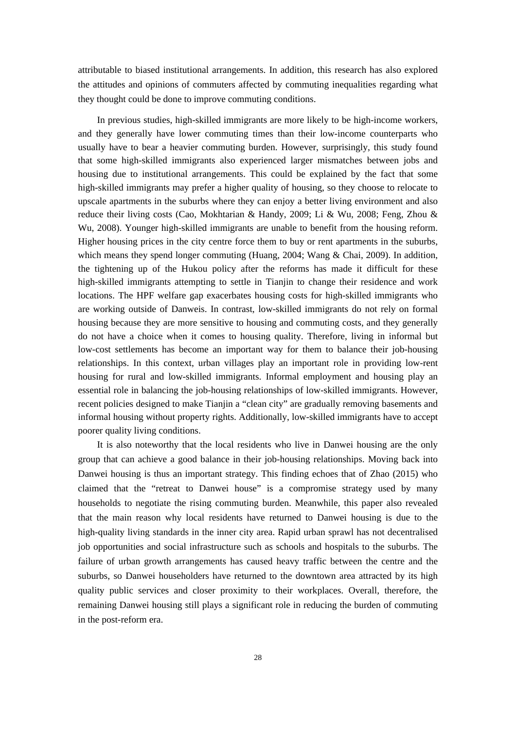attributable to biased institutional arrangements. In addition, this research has also explored the attitudes and opinions of commuters affected by commuting inequalities regarding what they thought could be done to improve commuting conditions.

In previous studies, high-skilled immigrants are more likely to be high-income workers, and they generally have lower commuting times than their low-income counterparts who usually have to bear a heavier commuting burden. However, surprisingly, this study found that some high-skilled immigrants also experienced larger mismatches between jobs and housing due to institutional arrangements. This could be explained by the fact that some high-skilled immigrants may prefer a higher quality of housing, so they choose to relocate to upscale apartments in the suburbs where they can enjoy a better living environment and also reduce their living costs (Cao, Mokhtarian & Handy, 2009; Li & Wu, 2008; Feng, Zhou & Wu, 2008). Younger high-skilled immigrants are unable to benefit from the housing reform. Higher housing prices in the city centre force them to buy or rent apartments in the suburbs, which means they spend longer commuting (Huang, 2004; Wang & Chai, 2009). In addition, the tightening up of the Hukou policy after the reforms has made it difficult for these high-skilled immigrants attempting to settle in Tianjin to change their residence and work locations. The HPF welfare gap exacerbates housing costs for high-skilled immigrants who are working outside of Danweis. In contrast, low-skilled immigrants do not rely on formal housing because they are more sensitive to housing and commuting costs, and they generally do not have a choice when it comes to housing quality. Therefore, living in informal but low-cost settlements has become an important way for them to balance their job-housing relationships. In this context, urban villages play an important role in providing low-rent housing for rural and low-skilled immigrants. Informal employment and housing play an essential role in balancing the job-housing relationships of low-skilled immigrants. However, recent policies designed to make Tianjin a "clean city" are gradually removing basements and informal housing without property rights. Additionally, low-skilled immigrants have to accept poorer quality living conditions.

It is also noteworthy that the local residents who live in Danwei housing are the only group that can achieve a good balance in their job-housing relationships. Moving back into Danwei housing is thus an important strategy. This finding echoes that of Zhao (2015) who claimed that the "retreat to Danwei house" is a compromise strategy used by many households to negotiate the rising commuting burden. Meanwhile, this paper also revealed that the main reason why local residents have returned to Danwei housing is due to the high-quality living standards in the inner city area. Rapid urban sprawl has not decentralised job opportunities and social infrastructure such as schools and hospitals to the suburbs. The failure of urban growth arrangements has caused heavy traffic between the centre and the suburbs, so Danwei householders have returned to the downtown area attracted by its high quality public services and closer proximity to their workplaces. Overall, therefore, the remaining Danwei housing still plays a significant role in reducing the burden of commuting in the post-reform era.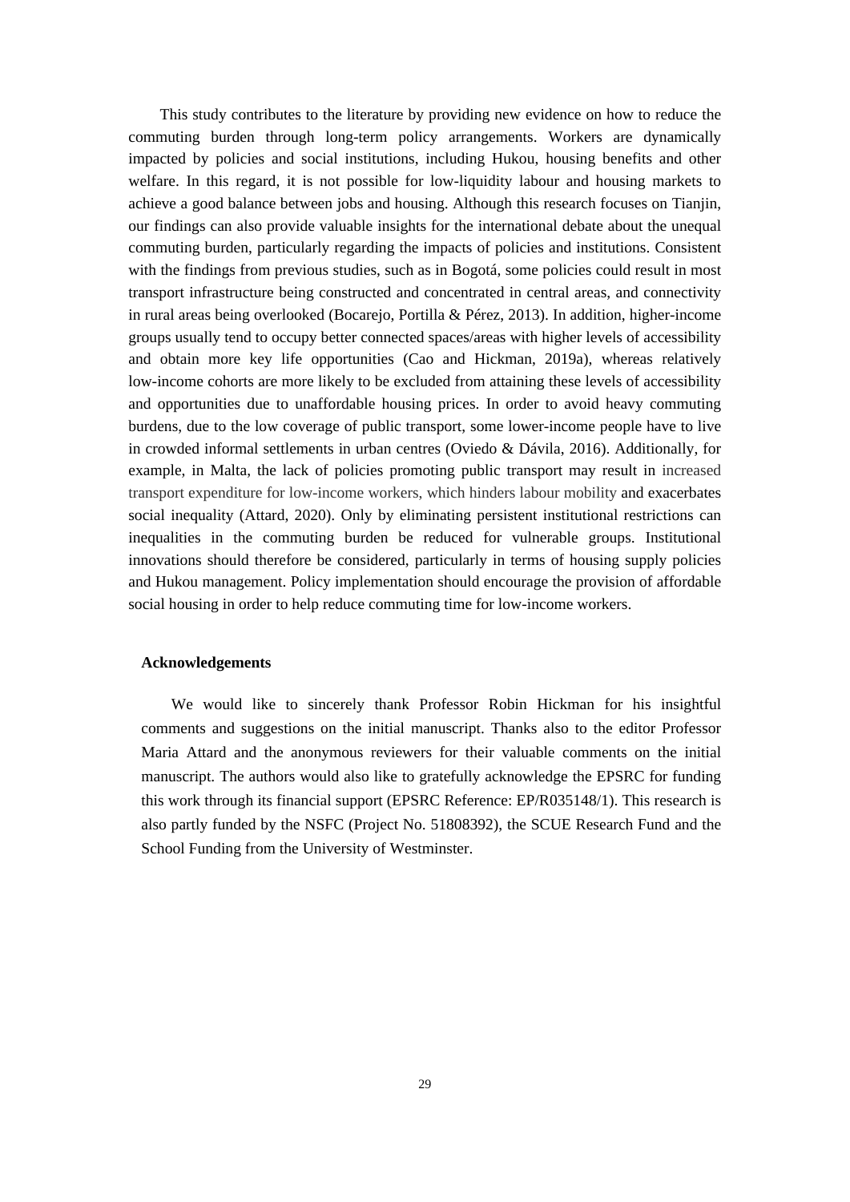This study contributes to the literature by providing new evidence on how to reduce the commuting burden through long-term policy arrangements. Workers are dynamically impacted by policies and social institutions, including Hukou, housing benefits and other welfare. In this regard, it is not possible for low-liquidity labour and housing markets to achieve a good balance between jobs and housing. Although this research focuses on Tianjin, our findings can also provide valuable insights for the international debate about the unequal commuting burden, particularly regarding the impacts of policies and institutions. Consistent with the findings from previous studies, such as in Bogotá, some policies could result in most transport infrastructure being constructed and concentrated in central areas, and connectivity in rural areas being overlooked (Bocarejo, Portilla & Pérez, 2013). In addition, higher-income groups usually tend to occupy better connected spaces/areas with higher levels of accessibility and obtain more key life opportunities (Cao and Hickman, 2019a), whereas relatively low-income cohorts are more likely to be excluded from attaining these levels of accessibility and opportunities due to unaffordable housing prices. In order to avoid heavy commuting burdens, due to the low coverage of public transport, some lower-income people have to live in crowded informal settlements in urban centres (Oviedo & Dávila, 2016). Additionally, for example, in Malta, the lack of policies promoting public transport may result in increased transport expenditure for low-income workers, which hinders labour mobility and exacerbates social inequality (Attard, 2020). Only by eliminating persistent institutional restrictions can inequalities in the commuting burden be reduced for vulnerable groups. Institutional innovations should therefore be considered, particularly in terms of housing supply policies and Hukou management. Policy implementation should encourage the provision of affordable social housing in order to help reduce commuting time for low-income workers.

## Acknowledgements

We would like to sincerely thank Professor Robin Hickman for his insightful comments and suggestions on the initial manuscript. Thanks also to the editor Professor Maria Attard and the anonymous reviewers for their valuable comments on the initial manuscript. The authors would also like to gratefully acknowledge the EPSRC for funding this work through its financial support (EPSRC Reference: EP/R035148/1). This research is also partly funded by the NSFC (Project No. 51808392), the SCUE Research Fund and the School Funding from the University of Westminster.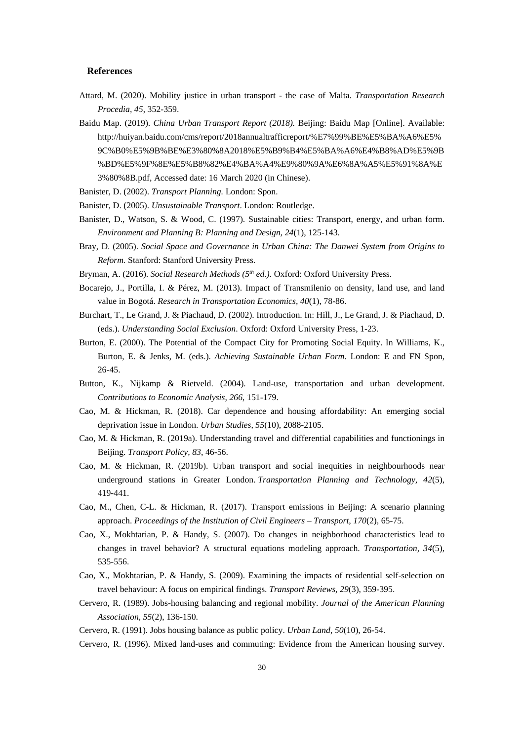## References

Attard, M. (2020). Mobility justice in urban transport - the case of Malta. *Transportation Research Procedia*, *45*, 352-359.

Baidu Map. (2019). *China Urban Transport Report (2018).* Beijing: Baidu Map [Online]. Available: http://huiyan.baidu.com/cms/report/2018annualtrafficreport/%E7%99%BE%E5%BA%A6%E5%9C%B0%E5%9B%BE%E3%80%8A2018%E5%B9%B4%E5%BA%A6%E4%B8%AD%E5%9B%BD%E5%9F%8E%E5%B8%82%E4%BA%A4%E9%80%9A%E6%8A%A5%E5%91%8A%E3%80%8B.pdf, Accessed date: 16 March 2020 (in Chinese).

Banister, D. (2002). *Transport Planning.* London: Spon.

Banister, D. (2005). *Unsustainable Transport*. London: Routledge.

Banister, D., Watson, S. & Wood, C. (1997). Sustainable cities: Transport, energy, and urban form. *Environment and Planning B: Planning and Design, 24*(1), 125-143.

Bray, D. (2005). *Social Space and Governance in Urban China: The Danwei System from Origins to Reform.* Stanford: Stanford University Press.

Bryman, A. (2016). *Social Research Methods (5th ed.).* Oxford: Oxford University Press.

Bocarejo, J., Portilla, I. & Pérez, M. (2013). Impact of Transmilenio on density, land use, and land value in Bogotá. *Research in Transportation Economics*, *40*(1), 78-86.

Burchart, T., Le Grand, J. & Piachaud, D. (2002). Introduction. In: Hill, J., Le Grand, J. & Piachaud, D. (eds.). *Understanding Social Exclusion*. Oxford: Oxford University Press, 1-23.

Burton, E. (2000). The Potential of the Compact City for Promoting Social Equity. In Williams, K., Burton, E. & Jenks, M. (eds.). *Achieving Sustainable Urban Form*. London: E and FN Spon, 26-45.

Button, K., Nijkamp & Rietveld. (2004). Land-use, transportation and urban development. *Contributions to Economic Analysis*, *266*, 151-179.

Cao, M. & Hickman, R. (2018). Car dependence and housing affordability: An emerging social deprivation issue in London. *Urban Studies, 55*(10), 2088-2105.

Cao, M. & Hickman, R. (2019a). Understanding travel and differential capabilities and functionings in Beijing. *Transport Policy, 83*, 46-56.

Cao, M. & Hickman, R. (2019b). Urban transport and social inequities in neighbourhoods near underground stations in Greater London. *Transportation Planning and Technology, 42*(5), 419-441.

Cao, M., Chen, C-L. & Hickman, R. (2017). Transport emissions in Beijing: A scenario planning approach. *Proceedings of the Institution of Civil Engineers – Transport, 170*(2), 65-75.

Cao, X., Mokhtarian, P. & Handy, S. (2007). Do changes in neighborhood characteristics lead to changes in travel behavior? A structural equations modeling approach. *Transportation, 34*(5), 535-556.

Cao, X., Mokhtarian, P. & Handy, S. (2009). Examining the impacts of residential self-selection on travel behaviour: A focus on empirical findings. *Transport Reviews, 29*(3), 359-395.

Cervero, R. (1989). Jobs-housing balancing and regional mobility. *Journal of the American Planning Association*, *55*(2), 136-150.

Cervero, R. (1991). Jobs housing balance as public policy. *Urban Land*, *50*(10), 26-54.

Cervero, R. (1996). Mixed land-uses and commuting: Evidence from the American housing survey.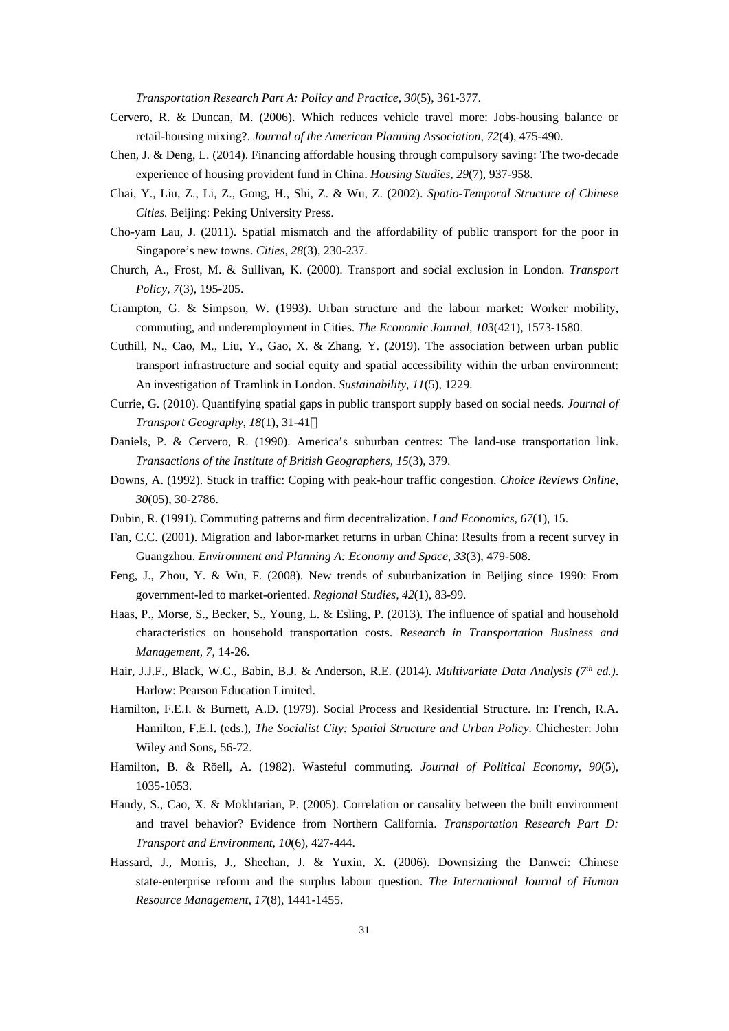*Transportation Research Part A: Policy and Practice, 30*(5), 361-377.

Cervero, R. & Duncan, M. (2006). Which reduces vehicle travel more: Jobs-housing balance or retail-housing mixing?. *Journal of the American Planning Association, 72*(4), 475-490.

Chen, J. & Deng, L. (2014). Financing affordable housing through compulsory saving: The two-decade experience of housing provident fund in China. *Housing Studies, 29*(7), 937-958.

Chai, Y., Liu, Z., Li, Z., Gong, H., Shi, Z. & Wu, Z. (2002). *Spatio-Temporal Structure of Chinese Cities.* Beijing: Peking University Press.

Cho-yam Lau, J. (2011). Spatial mismatch and the affordability of public transport for the poor in Singapore's new towns. *Cities, 28*(3), 230-237.

Church, A., Frost, M. & Sullivan, K. (2000). Transport and social exclusion in London. *Transport Policy, 7*(3), 195-205.

Crampton, G. & Simpson, W. (1993). Urban structure and the labour market: Worker mobility, commuting, and underemployment in Cities. *The Economic Journal, 103*(421), 1573-1580.

Cuthill, N., Cao, M., Liu, Y., Gao, X. & Zhang, Y. (2019). The association between urban public transport infrastructure and social equity and spatial accessibility within the urban environment: An investigation of Tramlink in London. *Sustainability, 11*(5), 1229.

Currie, G. (2010). Quantifying spatial gaps in public transport supply based on social needs. *Journal of Transport Geography, 18*(1), 31-41。

Daniels, P. & Cervero, R. (1990). America's suburban centres: The land-use transportation link. *Transactions of the Institute of British Geographers, 15*(3), 379.

Downs, A. (1992). Stuck in traffic: Coping with peak-hour traffic congestion. *Choice Reviews Online, 30*(05), 30-2786.

Dubin, R. (1991). Commuting patterns and firm decentralization. *Land Economics, 67*(1), 15.

Fan, C.C. (2001). Migration and labor-market returns in urban China: Results from a recent survey in Guangzhou. *Environment and Planning A: Economy and Space, 33*(3), 479-508.

Feng, J., Zhou, Y. & Wu, F. (2008). New trends of suburbanization in Beijing since 1990: From government-led to market-oriented. *Regional Studies, 42*(1), 83-99.

Haas, P., Morse, S., Becker, S., Young, L. & Esling, P. (2013). The influence of spatial and household characteristics on household transportation costs. *Research in Transportation Business and Management, 7*, 14-26.

Hair, J.J.F., Black, W.C., Babin, B.J. & Anderson, R.E. (2014). *Multivariate Data Analysis (7th ed.)*. Harlow: Pearson Education Limited.

Hamilton, F.E.I. & Burnett, A.D. (1979). Social Process and Residential Structure. In: French, R.A. Hamilton, F.E.I. (eds.), *The Socialist City: Spatial Structure and Urban Policy.* Chichester: John Wiley and Sons, 56-72.

Hamilton, B. & Röell, A. (1982). Wasteful commuting. *Journal of Political Economy, 90*(5), 1035-1053.

Handy, S., Cao, X. & Mokhtarian, P. (2005). Correlation or causality between the built environment and travel behavior? Evidence from Northern California. *Transportation Research Part D: Transport and Environment, 10*(6), 427-444.

Hassard, J., Morris, J., Sheehan, J. & Yuxin, X. (2006). Downsizing the Danwei: Chinese state-enterprise reform and the surplus labour question. *The International Journal of Human Resource Management, 17*(8), 1441-1455.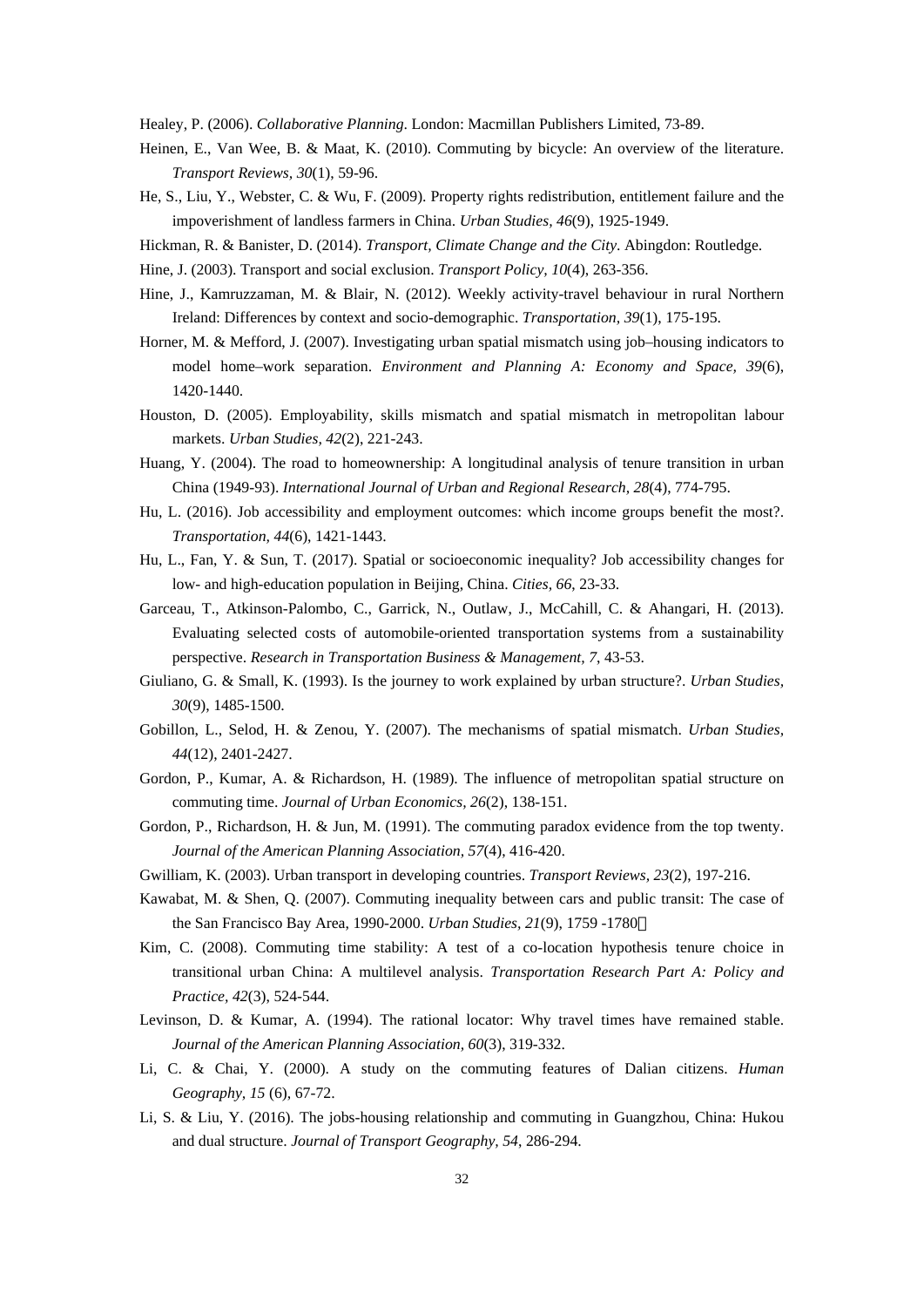Healey, P. (2006). *Collaborative Planning*. London: Macmillan Publishers Limited, 73-89.

Heinen, E., Van Wee, B. & Maat, K. (2010). Commuting by bicycle: An overview of the literature. *Transport Reviews, 30*(1), 59-96.

He, S., Liu, Y., Webster, C. & Wu, F. (2009). Property rights redistribution, entitlement failure and the impoverishment of landless farmers in China. *Urban Studies, 46*(9), 1925-1949.

Hickman, R. & Banister, D. (2014). *Transport, Climate Change and the City*. Abingdon: Routledge.

Hine, J. (2003). Transport and social exclusion. *Transport Policy, 10*(4), 263-356.

Hine, J., Kamruzzaman, M. & Blair, N. (2012). Weekly activity-travel behaviour in rural Northern Ireland: Differences by context and socio-demographic. *Transportation, 39*(1), 175-195.

Horner, M. & Mefford, J. (2007). Investigating urban spatial mismatch using job–housing indicators to model home–work separation. *Environment and Planning A: Economy and Space, 39*(6), 1420-1440.

Houston, D. (2005). Employability, skills mismatch and spatial mismatch in metropolitan labour markets. *Urban Studies, 42*(2), 221-243.

Huang, Y. (2004). The road to homeownership: A longitudinal analysis of tenure transition in urban China (1949-93). *International Journal of Urban and Regional Research, 28*(4), 774-795.

Hu, L. (2016). Job accessibility and employment outcomes: which income groups benefit the most?. *Transportation, 44*(6), 1421-1443.

Hu, L., Fan, Y. & Sun, T. (2017). Spatial or socioeconomic inequality? Job accessibility changes for low- and high-education population in Beijing, China. *Cities, 66*, 23-33.

Garceau, T., Atkinson-Palombo, C., Garrick, N., Outlaw, J., McCahill, C. & Ahangari, H. (2013). Evaluating selected costs of automobile-oriented transportation systems from a sustainability perspective. *Research in Transportation Business & Management, 7*, 43-53.

Giuliano, G. & Small, K. (1993). Is the journey to work explained by urban structure?. *Urban Studies, 30*(9), 1485-1500.

Gobillon, L., Selod, H. & Zenou, Y. (2007). The mechanisms of spatial mismatch. *Urban Studies, 44*(12), 2401-2427.

Gordon, P., Kumar, A. & Richardson, H. (1989). The influence of metropolitan spatial structure on commuting time. *Journal of Urban Economics, 26*(2), 138-151.

Gordon, P., Richardson, H. & Jun, M. (1991). The commuting paradox evidence from the top twenty. *Journal of the American Planning Association, 57*(4), 416-420.

Gwilliam, K. (2003). Urban transport in developing countries. *Transport Reviews, 23*(2), 197-216.

Kawabat, M. & Shen, Q. (2007). Commuting inequality between cars and public transit: The case of the San Francisco Bay Area, 1990-2000. *Urban Studies, 21*(9), 1759 -1780.

Kim, C. (2008). Commuting time stability: A test of a co-location hypothesis tenure choice in transitional urban China: A multilevel analysis. *Transportation Research Part A: Policy and Practice, 42*(3), 524-544.

Levinson, D. & Kumar, A. (1994). The rational locator: Why travel times have remained stable. *Journal of the American Planning Association, 60*(3), 319-332.

Li, C. & Chai, Y. (2000). A study on the commuting features of Dalian citizens. *Human Geography, 15* (6), 67-72.

Li, S. & Liu, Y. (2016). The jobs-housing relationship and commuting in Guangzhou, China: Hukou and dual structure. *Journal of Transport Geography, 54*, 286-294.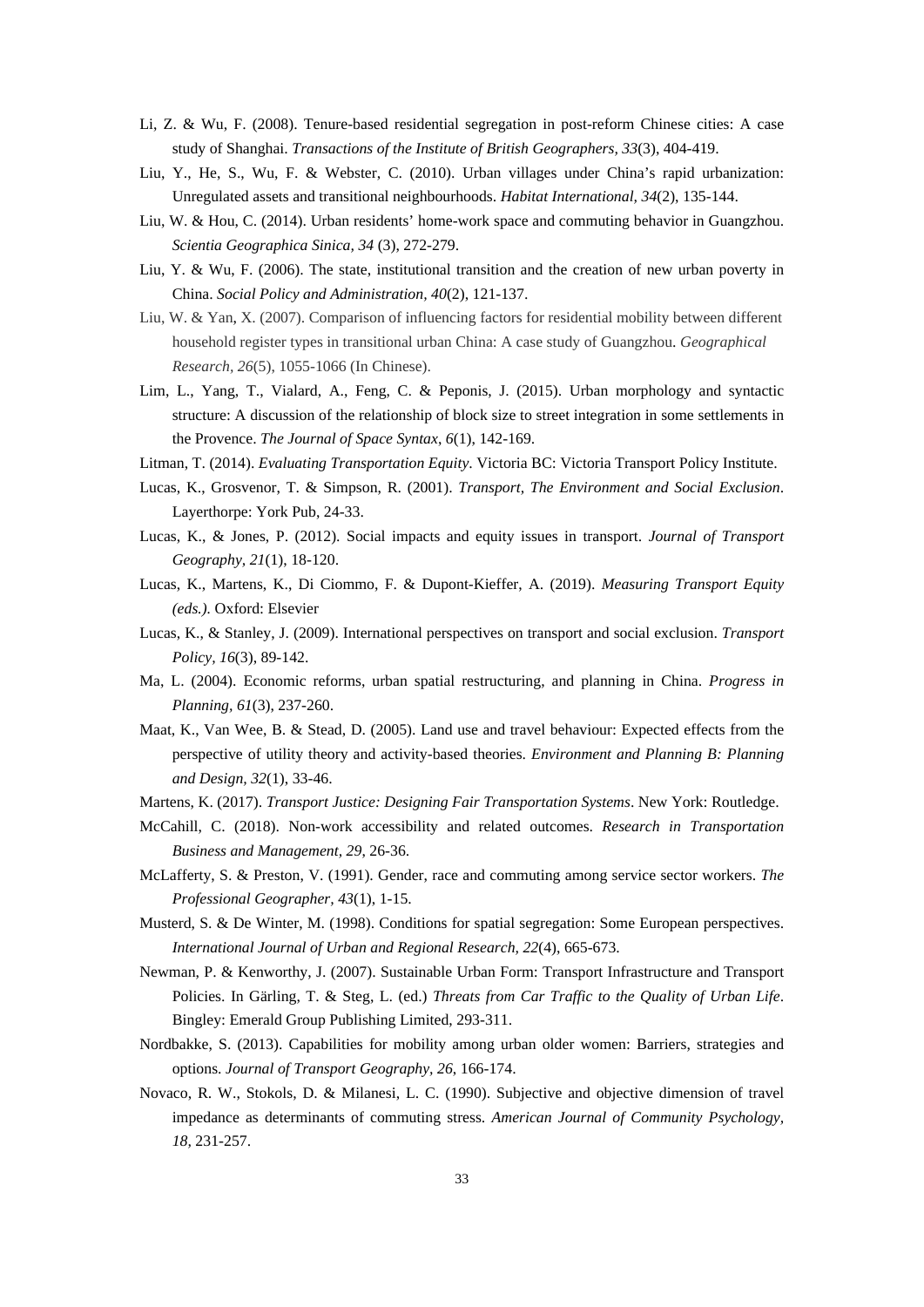Li, Z. & Wu, F. (2008). Tenure-based residential segregation in post-reform Chinese cities: A case study of Shanghai. *Transactions of the Institute of British Geographers, 33*(3), 404-419.

Liu, Y., He, S., Wu, F. & Webster, C. (2010). Urban villages under China's rapid urbanization: Unregulated assets and transitional neighbourhoods. *Habitat International, 34*(2), 135-144.

Liu, W. & Hou, C. (2014). Urban residents' home-work space and commuting behavior in Guangzhou. *Scientia Geographica Sinica, 34* (3), 272-279.

Liu, Y. & Wu, F. (2006). The state, institutional transition and the creation of new urban poverty in China. *Social Policy and Administration, 40*(2), 121-137.

Liu, W. & Yan, X. (2007). Comparison of influencing factors for residential mobility between different household register types in transitional urban China: A case study of Guangzhou. *Geographical Research, 26*(5), 1055-1066 (In Chinese).

Lim, L., Yang, T., Vialard, A., Feng, C. & Peponis, J. (2015). Urban morphology and syntactic structure: A discussion of the relationship of block size to street integration in some settlements in the Provence. *The Journal of Space Syntax, 6*(1), 142-169.

Litman, T. (2014). *Evaluating Transportation Equity*. Victoria BC: Victoria Transport Policy Institute.

Lucas, K., Grosvenor, T. & Simpson, R. (2001). *Transport, The Environment and Social Exclusion*. Layerthorpe: York Pub, 24-33.

Lucas, K., & Jones, P. (2012). Social impacts and equity issues in transport. *Journal of Transport Geography, 21*(1), 18-120.

Lucas, K., Martens, K., Di Ciommo, F. & Dupont-Kieffer, A. (2019). *Measuring Transport Equity (eds.).* Oxford: Elsevier

Lucas, K., & Stanley, J. (2009). International perspectives on transport and social exclusion. *Transport Policy, 16*(3), 89-142.

Ma, L. (2004). Economic reforms, urban spatial restructuring, and planning in China. *Progress in Planning, 61*(3), 237-260.

Maat, K., Van Wee, B. & Stead, D. (2005). Land use and travel behaviour: Expected effects from the perspective of utility theory and activity-based theories. *Environment and Planning B: Planning and Design, 32*(1), 33-46.

Martens, K. (2017). *Transport Justice: Designing Fair Transportation Systems*. New York: Routledge.

McCahill, C. (2018). Non-work accessibility and related outcomes. *Research in Transportation Business and Management, 29*, 26-36.

McLafferty, S. & Preston, V. (1991). Gender, race and commuting among service sector workers. *The Professional Geographer, 43*(1), 1-15.

Musterd, S. & De Winter, M. (1998). Conditions for spatial segregation: Some European perspectives. *International Journal of Urban and Regional Research, 22*(4), 665-673.

Newman, P. & Kenworthy, J. (2007). Sustainable Urban Form: Transport Infrastructure and Transport Policies. In Gärling, T. & Steg, L. (ed.) *Threats from Car Traffic to the Quality of Urban Life*. Bingley: Emerald Group Publishing Limited, 293-311.

Nordbakke, S. (2013). Capabilities for mobility among urban older women: Barriers, strategies and options. *Journal of Transport Geography, 26*, 166-174.

Novaco, R. W., Stokols, D. & Milanesi, L. C. (1990). Subjective and objective dimension of travel impedance as determinants of commuting stress. *American Journal of Community Psychology, 18*, 231-257.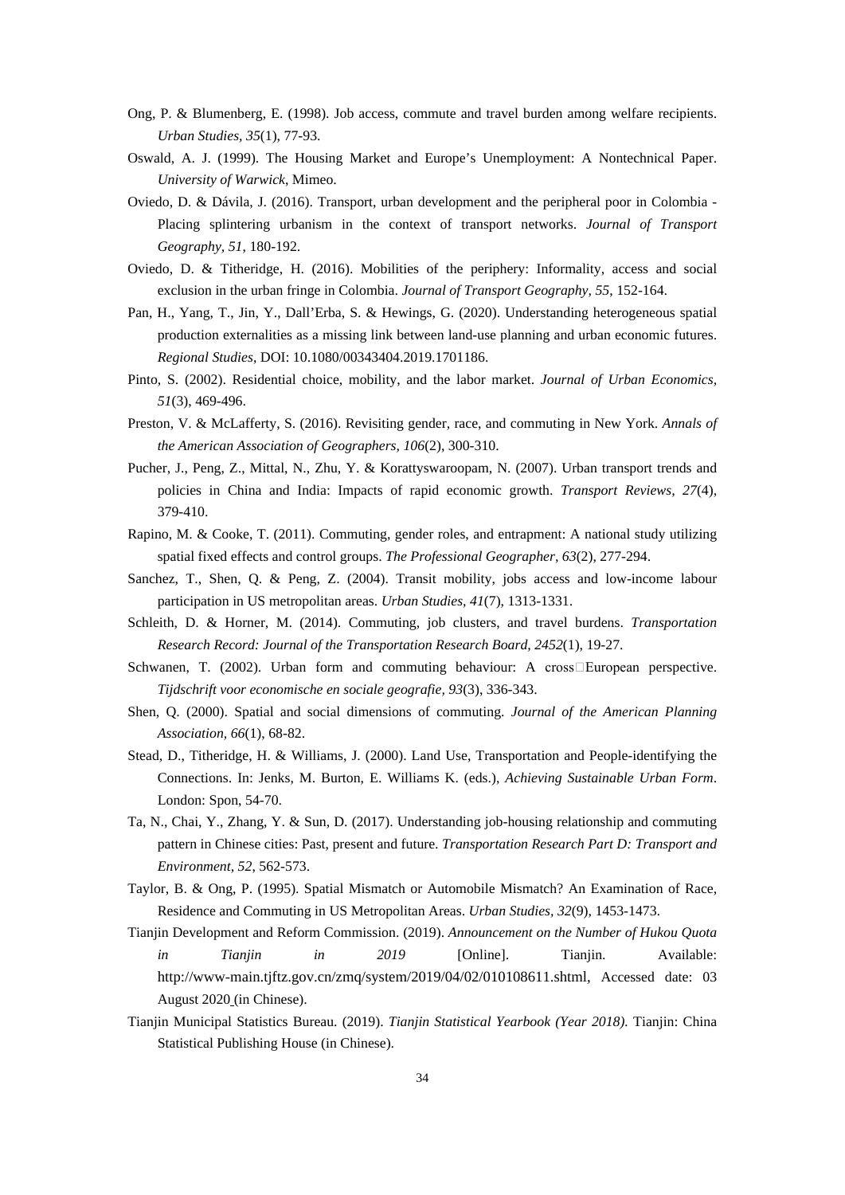Ong, P. & Blumenberg, E. (1998). Job access, commute and travel burden among welfare recipients. *Urban Studies, 35*(1), 77-93.

Oswald, A. J. (1999). The Housing Market and Europe's Unemployment: A Nontechnical Paper. *University of Warwick*, Mimeo.

Oviedo, D. & Dávila, J. (2016). Transport, urban development and the peripheral poor in Colombia - Placing splintering urbanism in the context of transport networks. *Journal of Transport Geography, 51*, 180-192.

Oviedo, D. & Titheridge, H. (2016). Mobilities of the periphery: Informality, access and social exclusion in the urban fringe in Colombia. *Journal of Transport Geography, 55*, 152-164.

Pan, H., Yang, T., Jin, Y., Dall'Erba, S. & Hewings, G. (2020). Understanding heterogeneous spatial production externalities as a missing link between land-use planning and urban economic futures. *Regional Studies*, DOI: 10.1080/00343404.2019.1701186.

Pinto, S. (2002). Residential choice, mobility, and the labor market. *Journal of Urban Economics, 51*(3), 469-496.

Preston, V. & McLafferty, S. (2016). Revisiting gender, race, and commuting in New York. *Annals of the American Association of Geographers, 106*(2), 300-310.

Pucher, J., Peng, Z., Mittal, N., Zhu, Y. & Korattyswaroopam, N. (2007). Urban transport trends and policies in China and India: Impacts of rapid economic growth. *Transport Reviews, 27*(4), 379-410.

Rapino, M. & Cooke, T. (2011). Commuting, gender roles, and entrapment: A national study utilizing spatial fixed effects and control groups. *The Professional Geographer, 63*(2), 277-294.

Sanchez, T., Shen, Q. & Peng, Z. (2004). Transit mobility, jobs access and low-income labour participation in US metropolitan areas. *Urban Studies, 41*(7), 1313-1331.

Schleith, D. & Horner, M. (2014). Commuting, job clusters, and travel burdens. *Transportation Research Record: Journal of the Transportation Research Board, 2452*(1), 19-27.

Schwanen, T. (2002). Urban form and commuting behaviour: A cross□European perspective. *Tijdschrift voor economische en sociale geografie, 93*(3), 336-343.

Shen, Q. (2000). Spatial and social dimensions of commuting. *Journal of the American Planning Association, 66*(1), 68-82.

Stead, D., Titheridge, H. & Williams, J. (2000). Land Use, Transportation and People-identifying the Connections. In: Jenks, M. Burton, E. Williams K. (eds.), *Achieving Sustainable Urban Form*. London: Spon, 54-70.

Ta, N., Chai, Y., Zhang, Y. & Sun, D. (2017). Understanding job-housing relationship and commuting pattern in Chinese cities: Past, present and future. *Transportation Research Part D: Transport and Environment, 52*, 562-573.

Taylor, B. & Ong, P. (1995). Spatial Mismatch or Automobile Mismatch? An Examination of Race, Residence and Commuting in US Metropolitan Areas. *Urban Studies, 32*(9), 1453-1473.

Tianjin Development and Reform Commission. (2019). *Announcement on the Number of Hukou Quota in Tianjin in 2019* [Online]. Tianjin. Available: http://www-main.tjftz.gov.cn/zmq/system/2019/04/02/010108611.shtml, Accessed date: 03 August 2020 (in Chinese).

Tianjin Municipal Statistics Bureau. (2019). *Tianjin Statistical Yearbook (Year 2018)*. Tianjin: China Statistical Publishing House (in Chinese).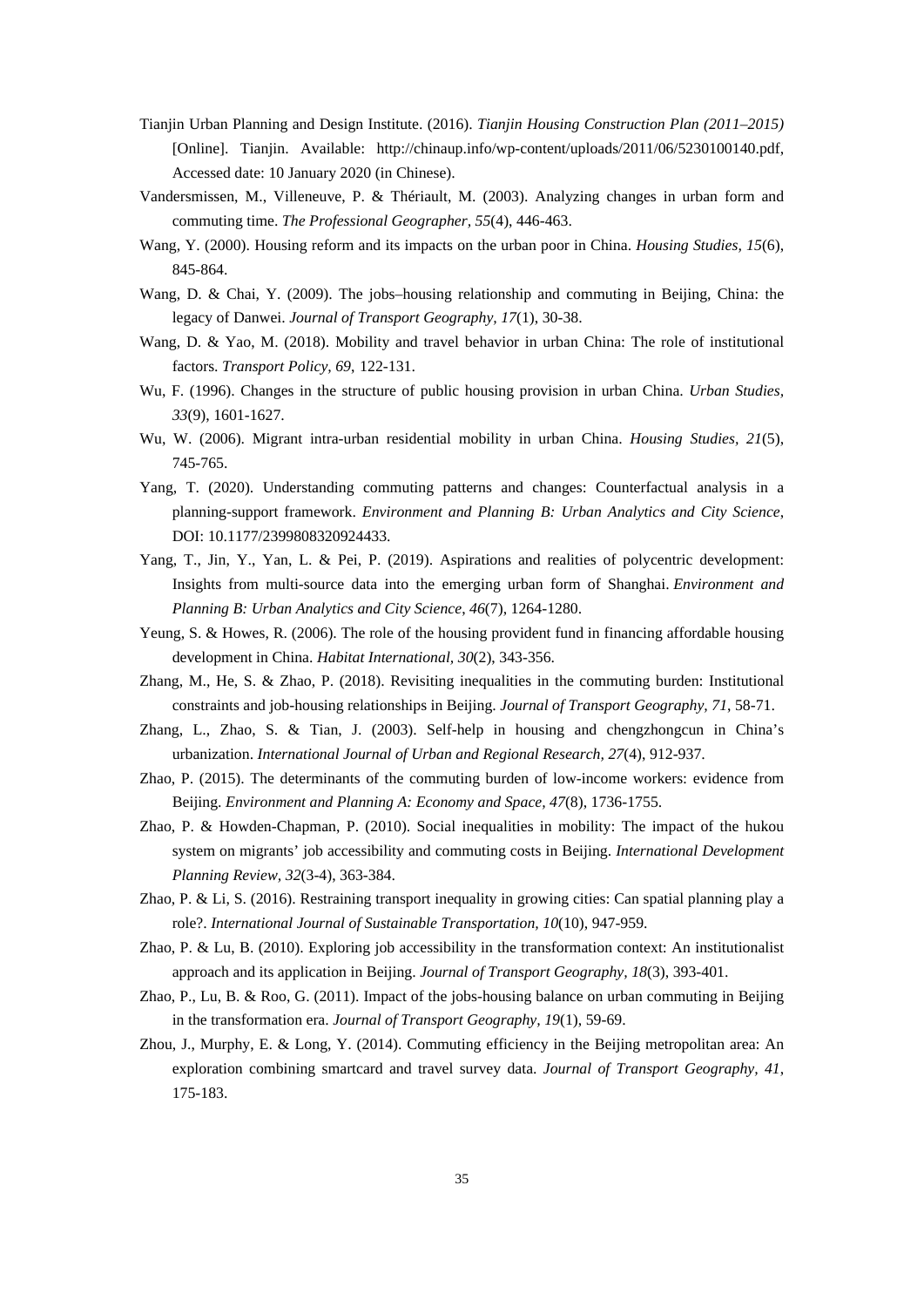Tianjin Urban Planning and Design Institute. (2016). *Tianjin Housing Construction Plan (2011–2015)* [Online]. Tianjin. Available: http://chinaup.info/wp-content/uploads/2011/06/5230100140.pdf, Accessed date: 10 January 2020 (in Chinese).

Vandersmissen, M., Villeneuve, P. & Thériault, M. (2003). Analyzing changes in urban form and commuting time. *The Professional Geographer, 55*(4), 446-463.

Wang, Y. (2000). Housing reform and its impacts on the urban poor in China. *Housing Studies, 15*(6), 845-864.

Wang, D. & Chai, Y. (2009). The jobs–housing relationship and commuting in Beijing, China: the legacy of Danwei. *Journal of Transport Geography, 17*(1), 30-38.

Wang, D. & Yao, M. (2018). Mobility and travel behavior in urban China: The role of institutional factors. *Transport Policy, 69*, 122-131.

Wu, F. (1996). Changes in the structure of public housing provision in urban China. *Urban Studies, 33*(9), 1601-1627.

Wu, W. (2006). Migrant intra-urban residential mobility in urban China. *Housing Studies, 21*(5), 745-765.

Yang, T. (2020). Understanding commuting patterns and changes: Counterfactual analysis in a planning-support framework. *Environment and Planning B: Urban Analytics and City Science*, DOI: 10.1177/2399808320924433.

Yang, T., Jin, Y., Yan, L. & Pei, P. (2019). Aspirations and realities of polycentric development: Insights from multi-source data into the emerging urban form of Shanghai. *Environment and Planning B: Urban Analytics and City Science, 46*(7), 1264-1280.

Yeung, S. & Howes, R. (2006). The role of the housing provident fund in financing affordable housing development in China. *Habitat International, 30*(2), 343-356.

Zhang, M., He, S. & Zhao, P. (2018). Revisiting inequalities in the commuting burden: Institutional constraints and job-housing relationships in Beijing. *Journal of Transport Geography, 71*, 58-71.

Zhang, L., Zhao, S. & Tian, J. (2003). Self-help in housing and chengzhongcun in China's urbanization. *International Journal of Urban and Regional Research, 27*(4), 912-937.

Zhao, P. (2015). The determinants of the commuting burden of low-income workers: evidence from Beijing. *Environment and Planning A: Economy and Space, 47*(8), 1736-1755.

Zhao, P. & Howden-Chapman, P. (2010). Social inequalities in mobility: The impact of the hukou system on migrants' job accessibility and commuting costs in Beijing. *International Development Planning Review, 32*(3-4), 363-384.

Zhao, P. & Li, S. (2016). Restraining transport inequality in growing cities: Can spatial planning play a role?. *International Journal of Sustainable Transportation, 10*(10), 947-959.

Zhao, P. & Lu, B. (2010). Exploring job accessibility in the transformation context: An institutionalist approach and its application in Beijing. *Journal of Transport Geography, 18*(3), 393-401.

Zhao, P., Lu, B. & Roo, G. (2011). Impact of the jobs-housing balance on urban commuting in Beijing in the transformation era. *Journal of Transport Geography, 19*(1), 59-69.

Zhou, J., Murphy, E. & Long, Y. (2014). Commuting efficiency in the Beijing metropolitan area: An exploration combining smartcard and travel survey data. *Journal of Transport Geography, 41*, 175-183.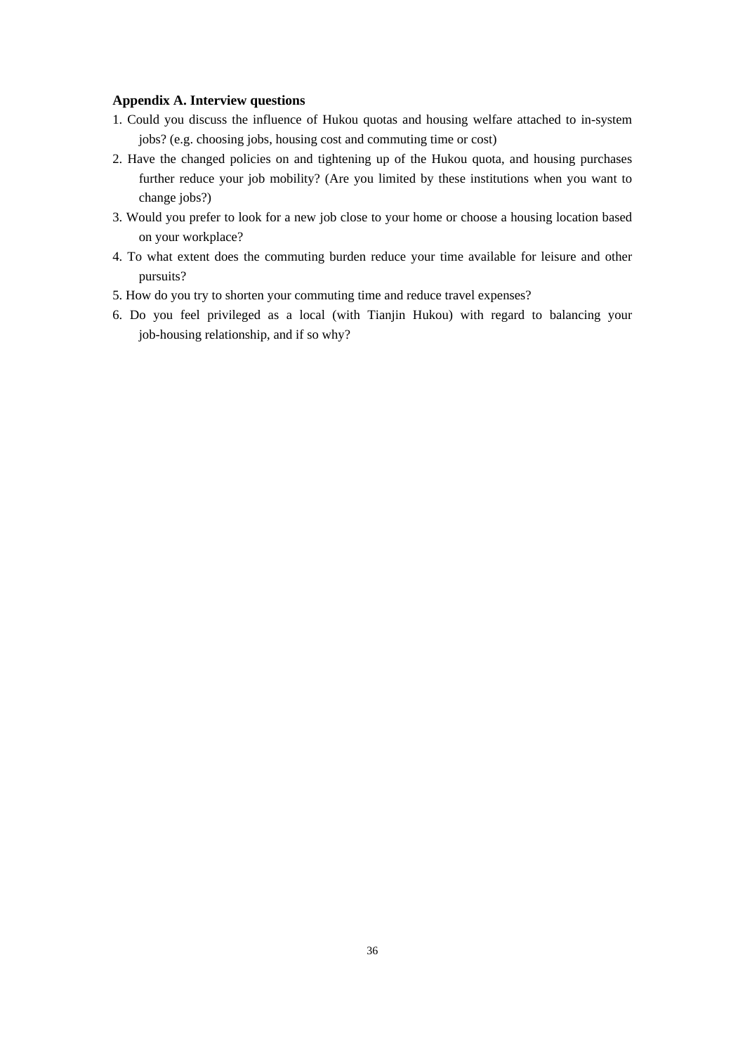**Appendix A. Interview questions**

1. Could you discuss the influence of Hukou quotas and housing welfare attached to in-system jobs? (e.g. choosing jobs, housing cost and commuting time or cost)
2. Have the changed policies on and tightening up of the Hukou quota, and housing purchases further reduce your job mobility? (Are you limited by these institutions when you want to change jobs?)
3. Would you prefer to look for a new job close to your home or choose a housing location based on your workplace?
4. To what extent does the commuting burden reduce your time available for leisure and other pursuits?
5. How do you try to shorten your commuting time and reduce travel expenses?
6. Do you feel privileged as a local (with Tianjin Hukou) with regard to balancing your job-housing relationship, and if so why?